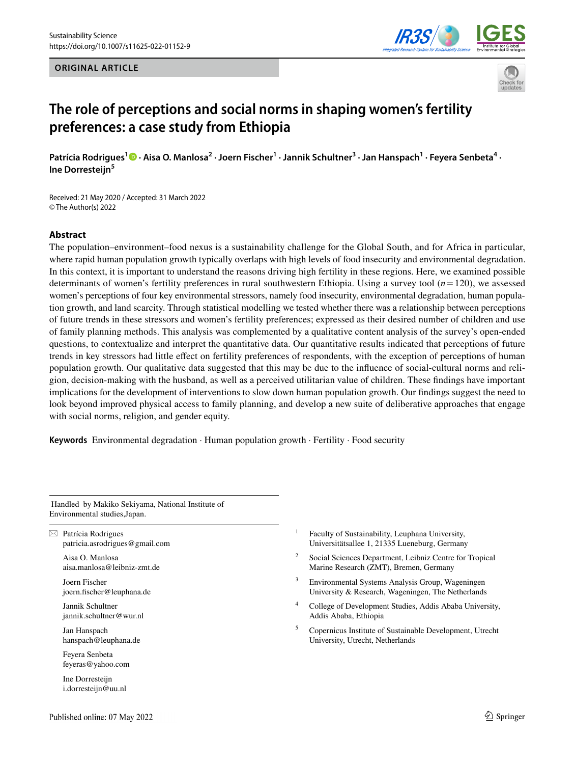ORIGINAL ARTICLE

# The role of perceptions and social norms in shaping women's fertility preferences: a case study from Ethiopia

**Patrícia Rodrigues[1] · Aisa O. Manlosa[2] · Joern Fischer[1] · Jannik Schultner[3] · Jan Hanspach[1] · Feyera Senbeta[4] · Ine Dorresteijn[5]**

Received: 21 May 2020 / Accepted: 31 March 2022
© The Author(s) 2022

## Abstract

The population–environment–food nexus is a sustainability challenge for the Global South, and for Africa in particular, where rapid human population growth typically overlaps with high levels of food insecurity and environmental degradation. In this context, it is important to understand the reasons driving high fertility in these regions. Here, we examined possible determinants of women's fertility preferences in rural southwestern Ethiopia. Using a survey tool ($n = 120$), we assessed women's perceptions of four key environmental stressors, namely food insecurity, environmental degradation, human population growth, and land scarcity. Through statistical modelling we tested whether there was a relationship between perceptions of future trends in these stressors and women's fertility preferences; expressed as their desired number of children and use of family planning methods. This analysis was complemented by a qualitative content analysis of the survey's open-ended questions, to contextualize and interpret the quantitative data. Our quantitative results indicated that perceptions of future trends in key stressors had little effect on fertility preferences of respondents, with the exception of perceptions of human population growth. Our qualitative data suggested that this may be due to the influence of social-cultural norms and religion, decision-making with the husband, as well as a perceived utilitarian value of children. These findings have important implications for the development of interventions to slow down human population growth. Our findings suggest the need to look beyond improved physical access to family planning, and develop a new suite of deliberative approaches that engage with social norms, religion, and gender equity.

**Keywords** Environmental degradation · Human population growth · Fertility · Food security

Handled by Makiko Sekiyama, National Institute of Environmental studies,Japan.

✉ Patrícia Rodrigues
patricia.asrodrigues@gmail.com

Aisa O. Manlosa
aisa.manlosa@leibniz-zmt.de

Joern Fischer
joern.fischer@leuphana.de

Jannik Schultner
jannik.schultner@wur.nl

Jan Hanspach
hanspach@leuphana.de

Feyera Senbeta
feyeras@yahoo.com

Ine Dorresteijn
i.dorresteijn@uu.nl

[1] Faculty of Sustainability, Leuphana University, Universitätsallee 1, 21335 Lueneburg, Germany

[2] Social Sciences Department, Leibniz Centre for Tropical Marine Research (ZMT), Bremen, Germany

[3] Environmental Systems Analysis Group, Wageningen University & Research, Wageningen, The Netherlands

[4] College of Development Studies, Addis Ababa University, Addis Ababa, Ethiopia

[5] Copernicus Institute of Sustainable Development, Utrecht University, Utrecht, Netherlands

Published online: 07 May 2022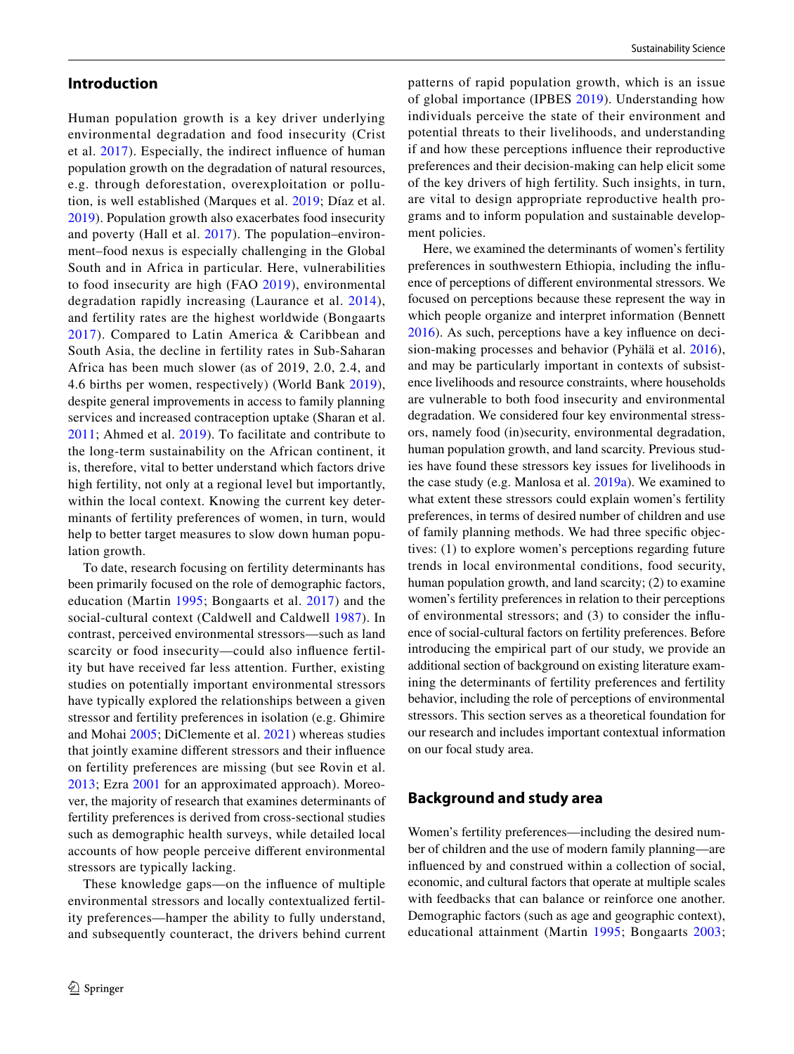## Introduction

Human population growth is a key driver underlying environmental degradation and food insecurity (Crist et al. 2017). Especially, the indirect influence of human population growth on the degradation of natural resources, e.g. through deforestation, overexploitation or pollution, is well established (Marques et al. 2019; Díaz et al. 2019). Population growth also exacerbates food insecurity and poverty (Hall et al. 2017). The population–environment–food nexus is especially challenging in the Global South and in Africa in particular. Here, vulnerabilities to food insecurity are high (FAO 2019), environmental degradation rapidly increasing (Laurance et al. 2014), and fertility rates are the highest worldwide (Bongaarts 2017). Compared to Latin America & Caribbean and South Asia, the decline in fertility rates in Sub-Saharan Africa has been much slower (as of 2019, 2.0, 2.4, and 4.6 births per women, respectively) (World Bank 2019), despite general improvements in access to family planning services and increased contraception uptake (Sharan et al. 2011; Ahmed et al. 2019). To facilitate and contribute to the long-term sustainability on the African continent, it is, therefore, vital to better understand which factors drive high fertility, not only at a regional level but importantly, within the local context. Knowing the current key determinants of fertility preferences of women, in turn, would help to better target measures to slow down human population growth.

To date, research focusing on fertility determinants has been primarily focused on the role of demographic factors, education (Martin 1995; Bongaarts et al. 2017) and the social-cultural context (Caldwell and Caldwell 1987). In contrast, perceived environmental stressors—such as land scarcity or food insecurity—could also influence fertility but have received far less attention. Further, existing studies on potentially important environmental stressors have typically explored the relationships between a given stressor and fertility preferences in isolation (e.g. Ghimire and Mohai 2005; DiClemente et al. 2021) whereas studies that jointly examine different stressors and their influence on fertility preferences are missing (but see Rovin et al. 2013; Ezra 2001 for an approximated approach). Moreover, the majority of research that examines determinants of fertility preferences is derived from cross-sectional studies such as demographic health surveys, while detailed local accounts of how people perceive different environmental stressors are typically lacking.

These knowledge gaps—on the influence of multiple environmental stressors and locally contextualized fertility preferences—hamper the ability to fully understand, and subsequently counteract, the drivers behind current patterns of rapid population growth, which is an issue of global importance (IPBES 2019). Understanding how individuals perceive the state of their environment and potential threats to their livelihoods, and understanding if and how these perceptions influence their reproductive preferences and their decision-making can help elicit some of the key drivers of high fertility. Such insights, in turn, are vital to design appropriate reproductive health programs and to inform population and sustainable development policies.

Here, we examined the determinants of women's fertility preferences in southwestern Ethiopia, including the influence of perceptions of different environmental stressors. We focused on perceptions because these represent the way in which people organize and interpret information (Bennett 2016). As such, perceptions have a key influence on decision-making processes and behavior (Pyhälä et al. 2016), and may be particularly important in contexts of subsistence livelihoods and resource constraints, where households are vulnerable to both food insecurity and environmental degradation. We considered four key environmental stressors, namely food (in)security, environmental degradation, human population growth, and land scarcity. Previous studies have found these stressors key issues for livelihoods in the case study (e.g. Manlosa et al. 2019a). We examined to what extent these stressors could explain women's fertility preferences, in terms of desired number of children and use of family planning methods. We had three specific objectives: (1) to explore women's perceptions regarding future trends in local environmental conditions, food security, human population growth, and land scarcity; (2) to examine women's fertility preferences in relation to their perceptions of environmental stressors; and (3) to consider the influence of social-cultural factors on fertility preferences. Before introducing the empirical part of our study, we provide an additional section of background on existing literature examining the determinants of fertility preferences and fertility behavior, including the role of perceptions of environmental stressors. This section serves as a theoretical foundation for our research and includes important contextual information on our focal study area.

## Background and study area

Women's fertility preferences—including the desired number of children and the use of modern family planning—are influenced by and construed within a collection of social, economic, and cultural factors that operate at multiple scales with feedbacks that can balance or reinforce one another. Demographic factors (such as age and geographic context), educational attainment (Martin 1995; Bongaarts 2003;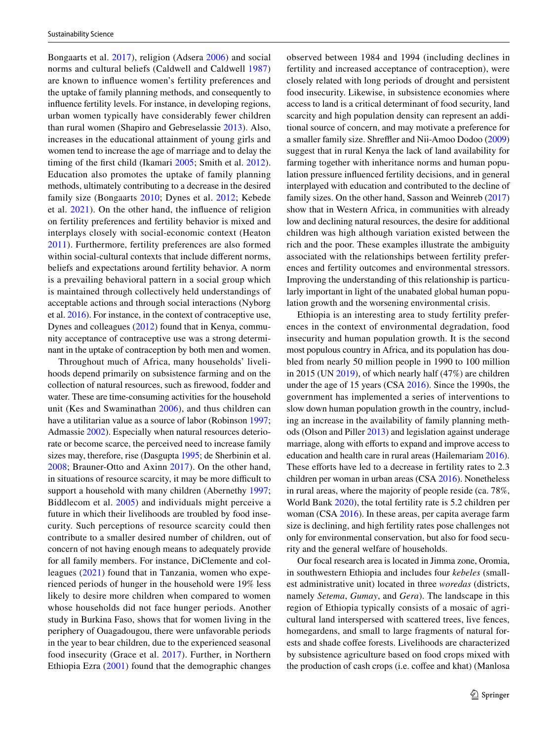Bongaarts et al. 2017), religion (Adsera 2006) and social norms and cultural beliefs (Caldwell and Caldwell 1987) are known to influence women's fertility preferences and the uptake of family planning methods, and consequently to influence fertility levels. For instance, in developing regions, urban women typically have considerably fewer children than rural women (Shapiro and Gebreselassie 2013). Also, increases in the educational attainment of young girls and women tend to increase the age of marriage and to delay the timing of the first child (Ikamari 2005; Smith et al. 2012). Education also promotes the uptake of family planning methods, ultimately contributing to a decrease in the desired family size (Bongaarts 2010; Dynes et al. 2012; Kebede et al. 2021). On the other hand, the influence of religion on fertility preferences and fertility behavior is mixed and interplays closely with social-economic context (Heaton 2011). Furthermore, fertility preferences are also formed within social-cultural contexts that include different norms, beliefs and expectations around fertility behavior. A norm is a prevailing behavioral pattern in a social group which is maintained through collectively held understandings of acceptable actions and through social interactions (Nyborg et al. 2016). For instance, in the context of contraceptive use, Dynes and colleagues (2012) found that in Kenya, community acceptance of contraceptive use was a strong determinant in the uptake of contraception by both men and women.

Throughout much of Africa, many households' livelihoods depend primarily on subsistence farming and on the collection of natural resources, such as firewood, fodder and water. These are time-consuming activities for the household unit (Kes and Swaminathan 2006), and thus children can have a utilitarian value as a source of labor (Robinson 1997; Admassie 2002). Especially when natural resources deteriorate or become scarce, the perceived need to increase family sizes may, therefore, rise (Dasgupta 1995; de Sherbinin et al. 2008; Brauner-Otto and Axinn 2017). On the other hand, in situations of resource scarcity, it may be more difficult to support a household with many children (Abernethy 1997; Biddlecom et al. 2005) and individuals might perceive a future in which their livelihoods are troubled by food insecurity. Such perceptions of resource scarcity could then contribute to a smaller desired number of children, out of concern of not having enough means to adequately provide for all family members. For instance, DiClemente and colleagues (2021) found that in Tanzania, women who experienced periods of hunger in the household were 19% less likely to desire more children when compared to women whose households did not face hunger periods. Another study in Burkina Faso, shows that for women living in the periphery of Ouagadougou, there were unfavorable periods in the year to bear children, due to the experienced seasonal food insecurity (Grace et al. 2017). Further, in Northern Ethiopia Ezra (2001) found that the demographic changes observed between 1984 and 1994 (including declines in fertility and increased acceptance of contraception), were closely related with long periods of drought and persistent food insecurity. Likewise, in subsistence economies where access to land is a critical determinant of food security, land scarcity and high population density can represent an additional source of concern, and may motivate a preference for a smaller family size. Shreffler and Nii-Amoo Dodoo (2009) suggest that in rural Kenya the lack of land availability for farming together with inheritance norms and human population pressure influenced fertility decisions, and in general interplayed with education and contributed to the decline of family sizes. On the other hand, Sasson and Weinreb (2017) show that in Western Africa, in communities with already low and declining natural resources, the desire for additional children was high although variation existed between the rich and the poor. These examples illustrate the ambiguity associated with the relationships between fertility preferences and fertility outcomes and environmental stressors. Improving the understanding of this relationship is particularly important in light of the unabated global human population growth and the worsening environmental crisis.

Ethiopia is an interesting area to study fertility preferences in the context of environmental degradation, food insecurity and human population growth. It is the second most populous country in Africa, and its population has doubled from nearly 50 million people in 1990 to 100 million in 2015 (UN 2019), of which nearly half (47%) are children under the age of 15 years (CSA 2016). Since the 1990s, the government has implemented a series of interventions to slow down human population growth in the country, including an increase in the availability of family planning methods (Olson and Piller 2013) and legislation against underage marriage, along with efforts to expand and improve access to education and health care in rural areas (Hailemariam 2016). These efforts have led to a decrease in fertility rates to 2.3 children per woman in urban areas (CSA 2016). Nonetheless in rural areas, where the majority of people reside (ca. 78%, World Bank 2020), the total fertility rate is 5.2 children per woman (CSA 2016). In these areas, per capita average farm size is declining, and high fertility rates pose challenges not only for environmental conservation, but also for food security and the general welfare of households.

Our focal research area is located in Jimma zone, Oromia, in southwestern Ethiopia and includes four *kebeles* (smallest administrative unit) located in three *woredas* (districts, namely *Setema*, *Gumay*, and *Gera*). The landscape in this region of Ethiopia typically consists of a mosaic of agricultural land interspersed with scattered trees, live fences, homegardens, and small to large fragments of natural forests and shade coffee forests. Livelihoods are characterized by subsistence agriculture based on food crops mixed with the production of cash crops (i.e. coffee and khat) (Manlosa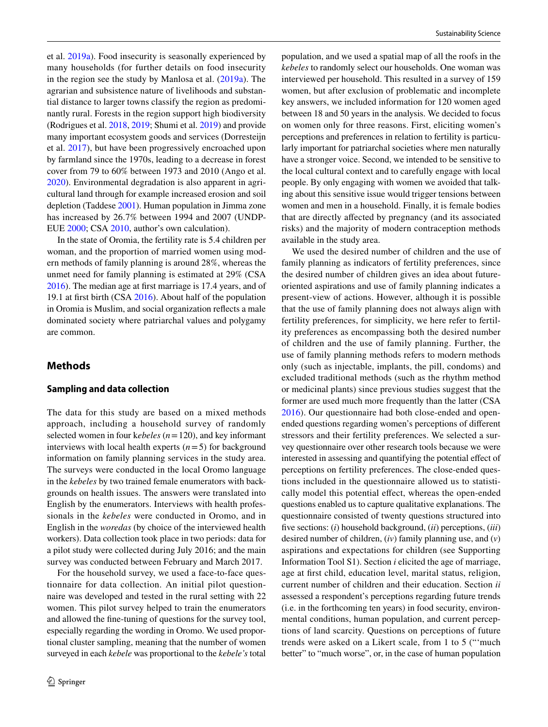et al. 2019a). Food insecurity is seasonally experienced by many households (for further details on food insecurity in the region see the study by Manlosa et al. (2019a). The agrarian and subsistence nature of livelihoods and substantial distance to larger towns classify the region as predominantly rural. Forests in the region support high biodiversity (Rodrigues et al. 2018, 2019; Shumi et al. 2019) and provide many important ecosystem goods and services (Dorresteijn et al. 2017), but have been progressively encroached upon by farmland since the 1970s, leading to a decrease in forest cover from 79 to 60% between 1973 and 2010 (Ango et al. 2020). Environmental degradation is also apparent in agricultural land through for example increased erosion and soil depletion (Taddese 2001). Human population in Jimma zone has increased by 26.7% between 1994 and 2007 (UNDP-EUE 2000; CSA 2010, author's own calculation).

In the state of Oromia, the fertility rate is 5.4 children per woman, and the proportion of married women using modern methods of family planning is around 28%, whereas the unmet need for family planning is estimated at 29% (CSA 2016). The median age at first marriage is 17.4 years, and of 19.1 at first birth (CSA 2016). About half of the population in Oromia is Muslim, and social organization reflects a male dominated society where patriarchal values and polygamy are common.

## Methods

### Sampling and data collection

The data for this study are based on a mixed methods approach, including a household survey of randomly selected women in four k*ebeles* ($n = 120$), and key informant interviews with local health experts ($n = 5$) for background information on family planning services in the study area. The surveys were conducted in the local Oromo language in the *kebeles* by two trained female enumerators with backgrounds on health issues. The answers were translated into English by the enumerators. Interviews with health professionals in the *kebeles* were conducted in Oromo, and in English in the *woredas* (by choice of the interviewed health workers). Data collection took place in two periods: data for a pilot study were collected during July 2016; and the main survey was conducted between February and March 2017.

For the household survey, we used a face-to-face questionnaire for data collection. An initial pilot questionnaire was developed and tested in the rural setting with 22 women. This pilot survey helped to train the enumerators and allowed the fine-tuning of questions for the survey tool, especially regarding the wording in Oromo. We used proportional cluster sampling, meaning that the number of women surveyed in each *kebele* was proportional to the *kebele's* total population, and we used a spatial map of all the roofs in the *kebeles* to randomly select our households. One woman was interviewed per household. This resulted in a survey of 159 women, but after exclusion of problematic and incomplete key answers, we included information for 120 women aged between 18 and 50 years in the analysis. We decided to focus on women only for three reasons. First, eliciting women's perceptions and preferences in relation to fertility is particularly important for patriarchal societies where men naturally have a stronger voice. Second, we intended to be sensitive to the local cultural context and to carefully engage with local people. By only engaging with women we avoided that talking about this sensitive issue would trigger tensions between women and men in a household. Finally, it is female bodies that are directly affected by pregnancy (and its associated risks) and the majority of modern contraception methods available in the study area.

We used the desired number of children and the use of family planning as indicators of fertility preferences, since the desired number of children gives an idea about future-oriented aspirations and use of family planning indicates a present-view of actions. However, although it is possible that the use of family planning does not always align with fertility preferences, for simplicity, we here refer to fertility preferences as encompassing both the desired number of children and the use of family planning. Further, the use of family planning methods refers to modern methods only (such as injectable, implants, the pill, condoms) and excluded traditional methods (such as the rhythm method or medicinal plants) since previous studies suggest that the former are used much more frequently than the latter (CSA 2016). Our questionnaire had both close-ended and open-ended questions regarding women's perceptions of different stressors and their fertility preferences. We selected a survey questionnaire over other research tools because we were interested in assessing and quantifying the potential effect of perceptions on fertility preferences. The close-ended questions included in the questionnaire allowed us to statistically model this potential effect, whereas the open-ended questions enabled us to capture qualitative explanations. The questionnaire consisted of twenty questions structured into five sections: (*i*) household background, (*ii*) perceptions, (*iii*) desired number of children, (*iv*) family planning use, and (*v*) aspirations and expectations for children (see Supporting Information Tool S1). Section *i* elicited the age of marriage, age at first child, education level, marital status, religion, current number of children and their education. Section *ii* assessed a respondent's perceptions regarding future trends (i.e. in the forthcoming ten years) in food security, environmental conditions, human population, and current perceptions of land scarcity. Questions on perceptions of future trends were asked on a Likert scale, from 1 to 5 ("'much better" to "much worse", or, in the case of human population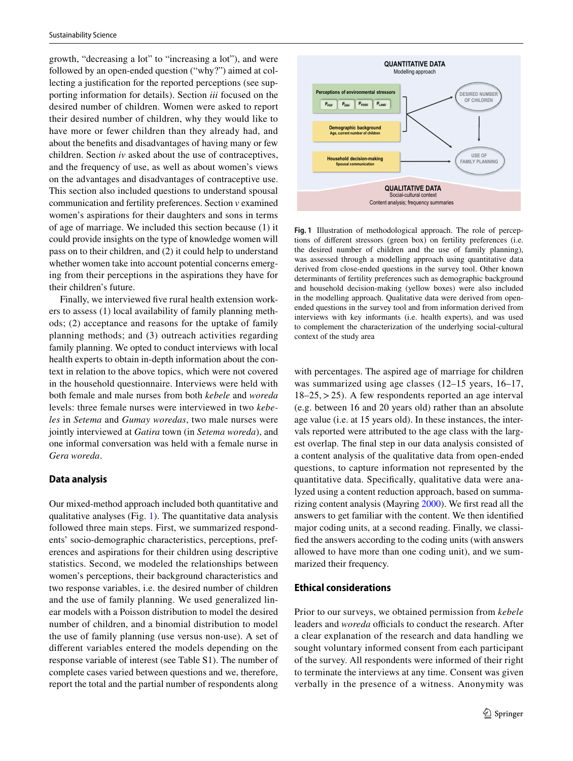growth, “decreasing a lot” to “increasing a lot”), and were followed by an open-ended question (“why?”) aimed at collecting a justification for the reported perceptions (see supporting information for details). Section *iii* focused on the desired number of children. Women were asked to report their desired number of children, why they would like to have more or fewer children than they already had, and about the benefits and disadvantages of having many or few children. Section *iv* asked about the use of contraceptives, and the frequency of use, as well as about women’s views on the advantages and disadvantages of contraceptive use. This section also included questions to understand spousal communication and fertility preferences. Section *v* examined women’s aspirations for their daughters and sons in terms of age of marriage. We included this section because (1) it could provide insights on the type of knowledge women will pass on to their children, and (2) it could help to understand whether women take into account potential concerns emerging from their perceptions in the aspirations they have for their children’s future.

Finally, we interviewed five rural health extension workers to assess (1) local availability of family planning methods; (2) acceptance and reasons for the uptake of family planning methods; and (3) outreach activities regarding family planning. We opted to conduct interviews with local health experts to obtain in-depth information about the context in relation to the above topics, which were not covered in the household questionnaire. Interviews were held with both female and male nurses from both *kebele* and *woreda* levels: three female nurses were interviewed in two *kebeles* in *Setema* and *Gumay woredas*, two male nurses were jointly interviewed at *Gatira* town (in *Setema woreda*), and one informal conversation was held with a female nurse in *Gera woreda*.

## Data analysis

Our mixed-method approach included both quantitative and qualitative analyses (Fig. 1). The quantitative data analysis followed three main steps. First, we summarized respondents’ socio-demographic characteristics, perceptions, preferences and aspirations for their children using descriptive statistics. Second, we modeled the relationships between women’s perceptions, their background characteristics and two response variables, i.e. the desired number of children and the use of family planning. We used generalized linear models with a Poisson distribution to model the desired number of children, and a binomial distribution to model the use of family planning (use versus non-use). A set of different variables entered the models depending on the response variable of interest (see Table S1). The number of complete cases varied between questions and we, therefore, report the total and the partial number of respondents along with percentages. The aspired age of marriage for children was summarized using age classes (12–15 years, 16–17, 18–25, > 25). A few respondents reported an age interval (e.g. between 16 and 20 years old) rather than an absolute age value (i.e. at 15 years old). In these instances, the intervals reported were attributed to the age class with the largest overlap. The final step in our data analysis consisted of a content analysis of the qualitative data from open-ended questions, to capture information not represented by the quantitative data. Specifically, qualitative data were analyzed using a content reduction approach, based on summarizing content analysis (Mayring 2000). We first read all the answers to get familiar with the content. We then identified major coding units, at a second reading. Finally, we classified the answers according to the coding units (with answers allowed to have more than one coding unit), and we summarized their frequency.

QUANTITATIVE DATA
Modelling approach
Perceptions of environmental stressors
$P_{POP}$ $P_{ENV}$ $P_{FOOD}$ $P_{LAND}$
Demographic background
Age, current number of children
Household decision-making
Spousal communication
DESIRED NUMBER OF CHILDREN
USE OF FAMILY PLANNING
QUALITATIVE DATA
Social-cultural context
Content analysis; frequency summaries

**Fig. 1** Illustration of methodological approach. The role of perceptions of different stressors (green box) on fertility preferences (i.e. the desired number of children and the use of family planning), was assessed through a modelling approach using quantitative data derived from close-ended questions in the survey tool. Other known determinants of fertility preferences such as demographic background and household decision-making (yellow boxes) were also included in the modelling approach. Qualitative data were derived from open-ended questions in the survey tool and from information derived from interviews with key informants (i.e. health experts), and was used to complement the characterization of the underlying social-cultural context of the study area

## Ethical considerations

Prior to our surveys, we obtained permission from *kebele* leaders and *woreda* officials to conduct the research. After a clear explanation of the research and data handling we sought voluntary informed consent from each participant of the survey. All respondents were informed of their right to terminate the interviews at any time. Consent was given verbally in the presence of a witness. Anonymity was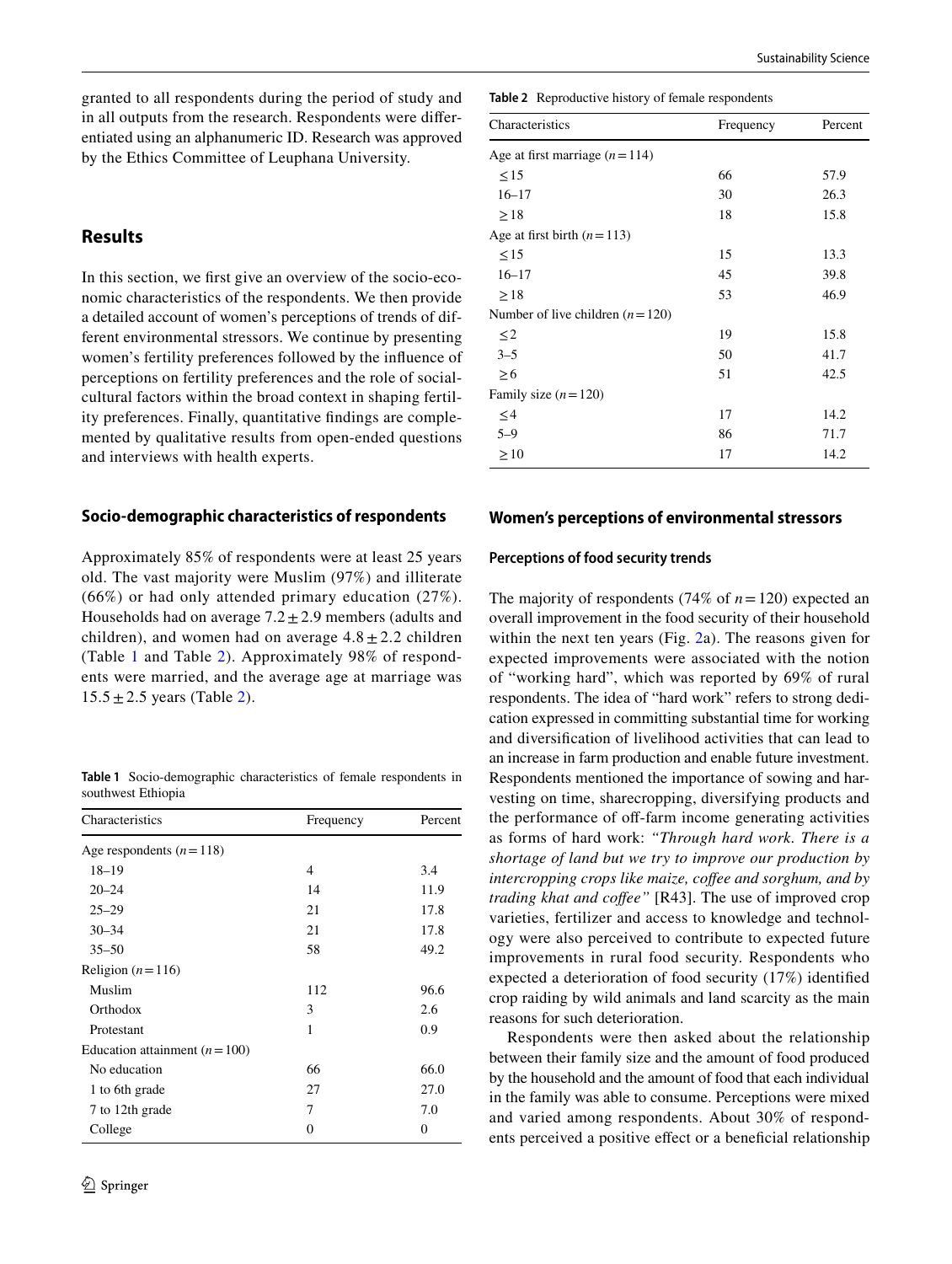granted to all respondents during the period of study and in all outputs from the research. Respondents were differentiated using an alphanumeric ID. Research was approved by the Ethics Committee of Leuphana University.

## Results

In this section, we first give an overview of the socio-economic characteristics of the respondents. We then provide a detailed account of women's perceptions of trends of different environmental stressors. We continue by presenting women's fertility preferences followed by the influence of perceptions on fertility preferences and the role of social-cultural factors within the broad context in shaping fertility preferences. Finally, quantitative findings are complemented by qualitative results from open-ended questions and interviews with health experts.

### Socio-demographic characteristics of respondents

Approximately 85% of respondents were at least 25 years old. The vast majority were Muslim (97%) and illiterate (66%) or had only attended primary education (27%). Households had on average $7.2 \pm 2.9$ members (adults and children), and women had on average $4.8 \pm 2.2$ children (Table 1 and Table 2). Approximately 98% of respondents were married, and the average age at marriage was $15.5 \pm 2.5$ years (Table 2).

**Table 1** Socio-demographic characteristics of female respondents in southwest Ethiopia

| Characteristics | Frequency | Percent |
|---|---|---|
| Age respondents ($n = 118$) | | |
| 18–19 | 4 | 3.4 |
| 20–24 | 14 | 11.9 |
| 25–29 | 21 | 17.8 |
| 30–34 | 21 | 17.8 |
| 35–50 | 58 | 49.2 |
| Religion ($n = 116$) | | |
| Muslim | 112 | 96.6 |
| Orthodox | 3 | 2.6 |
| Protestant | 1 | 0.9 |
| Education attainment ($n = 100$) | | |
| No education | 66 | 66.0 |
| 1 to 6th grade | 27 | 27.0 |
| 7 to 12th grade | 7 | 7.0 |
| College | 0 | 0 |

**Table 2** Reproductive history of female respondents

| Characteristics | Frequency | Percent |
|---|---|---|
| Age at first marriage ($n = 114$) | | |
| ≤15 | 66 | 57.9 |
| 16–17 | 30 | 26.3 |
| ≥18 | 18 | 15.8 |
| Age at first birth ($n = 113$) | | |
| ≤15 | 15 | 13.3 |
| 16–17 | 45 | 39.8 |
| ≥18 | 53 | 46.9 |
| Number of live children ($n = 120$) | | |
| ≤2 | 19 | 15.8 |
| 3–5 | 50 | 41.7 |
| ≥6 | 51 | 42.5 |
| Family size ($n = 120$) | | |
| ≤4 | 17 | 14.2 |
| 5–9 | 86 | 71.7 |
| ≥10 | 17 | 14.2 |

### Women's perceptions of environmental stressors

#### Perceptions of food security trends

The majority of respondents (74% of $n = 120$) expected an overall improvement in the food security of their household within the next ten years (Fig. 2a). The reasons given for expected improvements were associated with the notion of "working hard", which was reported by 69% of rural respondents. The idea of "hard work" refers to strong dedication expressed in committing substantial time for working and diversification of livelihood activities that can lead to an increase in farm production and enable future investment. Respondents mentioned the importance of sowing and harvesting on time, sharecropping, diversifying products and the performance of off-farm income generating activities as forms of hard work: *"Through hard work. There is a shortage of land but we try to improve our production by intercropping crops like maize, coffee and sorghum, and by trading khat and coffee"* [R43]. The use of improved crop varieties, fertilizer and access to knowledge and technology were also perceived to contribute to expected future improvements in rural food security. Respondents who expected a deterioration of food security (17%) identified crop raiding by wild animals and land scarcity as the main reasons for such deterioration.

Respondents were then asked about the relationship between their family size and the amount of food produced by the household and the amount of food that each individual in the family was able to consume. Perceptions were mixed and varied among respondents. About 30% of respondents perceived a positive effect or a beneficial relationship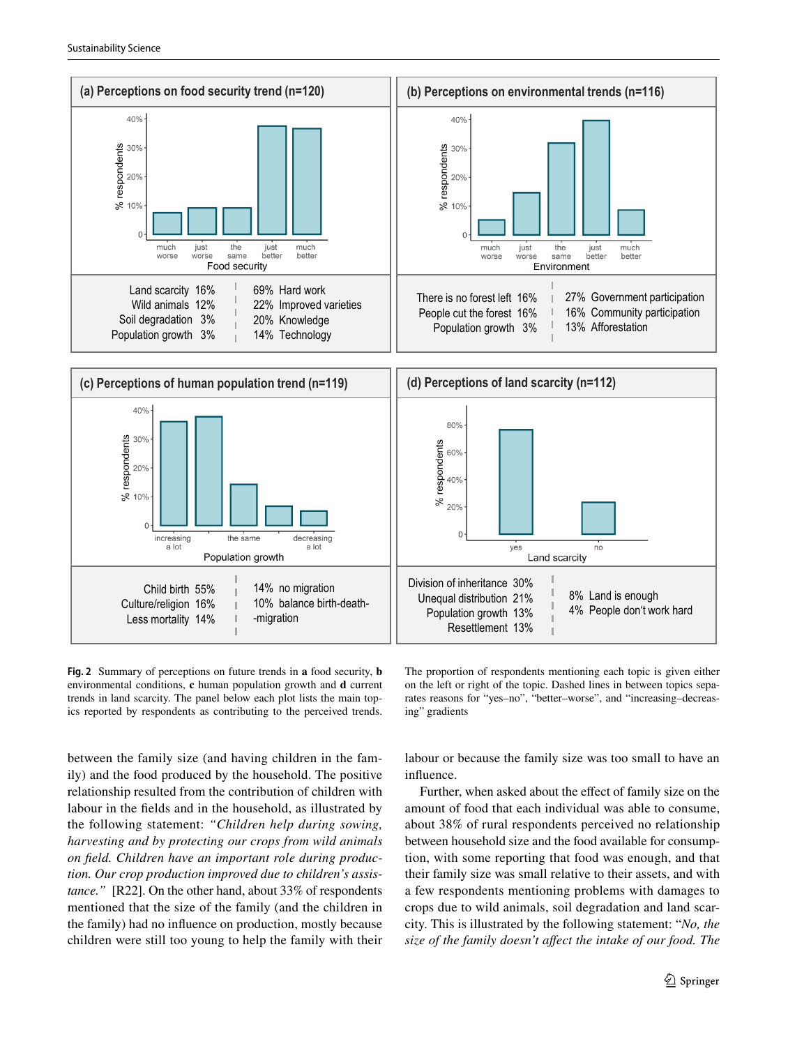(a) Perceptions on food security trend (n=120)

40%
30%
20%
10%
0
% respondents
much worse
just worse
the same
just better
much better
Food security

Land scarcity 16%
Wild animals 12%
Soil degradation 3%
Population growth 3%

69% Hard work
22% Improved varieties
20% Knowledge
14% Technology

(b) Perceptions on environmental trends (n=116)

40%
30%
20%
10%
0
% respondents
much worse
just worse
the same
just better
much better
Environment

There is no forest left 16%
People cut the forest 16%
Population growth 3%

27% Government participation
16% Community participation
13% Afforestation

(c) Perceptions of human population trend (n=119)

40%
30%
20%
10%
0
% respondents
increasing a lot
the same
decreasing a lot
Population growth

Child birth 55%
Culture/religion 16%
Less mortality 14%

14% no migration
10% balance birth-death-migration

(d) Perceptions of land scarcity (n=112)

80%
60%
40%
20%
0
% respondents
yes
no
Land scarcity

Division of inheritance 30%
Unequal distribution 21%
Population growth 13%
Resettlement 13%

8% Land is enough
4% People don't work hard

**Fig. 2** Summary of perceptions on future trends in **a** food security, **b** environmental conditions, **c** human population growth and **d** current trends in land scarcity. The panel below each plot lists the main topics reported by respondents as contributing to the perceived trends. The proportion of respondents mentioning each topic is given either on the left or right of the topic. Dashed lines in between topics separates reasons for "yes–no", "better–worse", and "increasing–decreasing" gradients

between the family size (and having children in the family) and the food produced by the household. The positive relationship resulted from the contribution of children with labour in the fields and in the household, as illustrated by the following statement: *"Children help during sowing, harvesting and by protecting our crops from wild animals on field. Children have an important role during production. Our crop production improved due to children's assistance."* [R22]. On the other hand, about 33% of respondents mentioned that the size of the family (and the children in the family) had no influence on production, mostly because children were still too young to help the family with their labour or because the family size was too small to have an influence.

Further, when asked about the effect of family size on the amount of food that each individual was able to consume, about 38% of rural respondents perceived no relationship between household size and the food available for consumption, with some reporting that food was enough, and that their family size was small relative to their assets, and with a few respondents mentioning problems with damages to crops due to wild animals, soil degradation and land scarcity. This is illustrated by the following statement: "*No, the size of the family doesn't affect the intake of our food. The*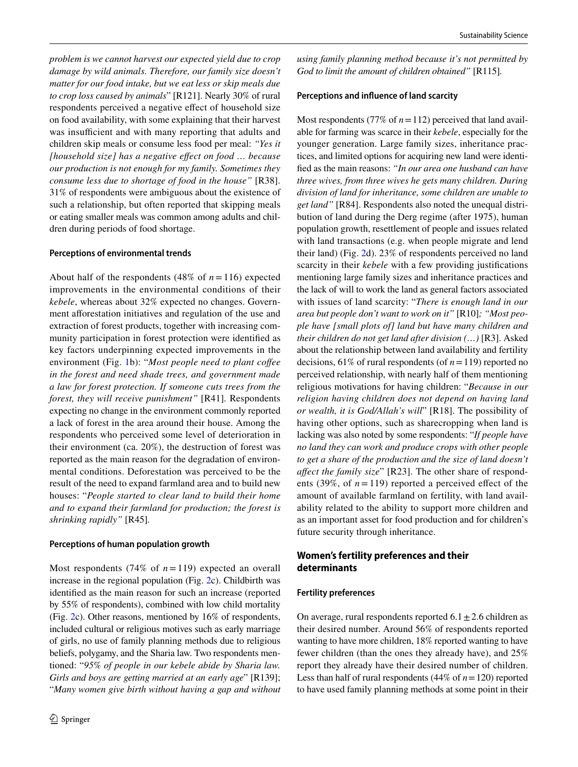*problem is we cannot harvest our expected yield due to crop damage by wild animals. Therefore, our family size doesn't matter for our food intake, but we eat less or skip meals due to crop loss caused by animals*" [R121]. Nearly 30% of rural respondents perceived a negative effect of household size on food availability, with some explaining that their harvest was insufficient and with many reporting that adults and children skip meals or consume less food per meal: *"Yes it [household size] has a negative effect on food … because our production is not enough for my family. Sometimes they consume less due to shortage of food in the house"* [R38]. 31% of respondents were ambiguous about the existence of such a relationship, but often reported that skipping meals or eating smaller meals was common among adults and children during periods of food shortage.

#### Perceptions of environmental trends

About half of the respondents (48% of $n = 116$) expected improvements in the environmental conditions of their *kebele*, whereas about 32% expected no changes. Government afforestation initiatives and regulation of the use and extraction of forest products, together with increasing community participation in forest protection were identified as key factors underpinning expected improvements in the environment (Fig. 1b): "*Most people need to plant coffee in the forest and need shade trees, and government made a law for forest protection. If someone cuts trees from the forest, they will receive punishment"* [R41]. Respondents expecting no change in the environment commonly reported a lack of forest in the area around their house. Among the respondents who perceived some level of deterioration in their environment (ca. 20%), the destruction of forest was reported as the main reason for the degradation of environmental conditions. Deforestation was perceived to be the result of the need to expand farmland area and to build new houses: "*People started to clear land to build their home and to expand their farmland for production; the forest is shrinking rapidly"* [R45].

#### Perceptions of human population growth

Most respondents (74% of $n = 119$) expected an overall increase in the regional population (Fig. 2c). Childbirth was identified as the main reason for such an increase (reported by 55% of respondents), combined with low child mortality (Fig. 2c). Other reasons, mentioned by 16% of respondents, included cultural or religious motives such as early marriage of girls, no use of family planning methods due to religious beliefs, polygamy, and the Sharia law. Two respondents mentioned: "*95% of people in our kebele abide by Sharia law. Girls and boys are getting married at an early age*" [R139]; "*Many women give birth without having a gap and without using family planning method because it's not permitted by God to limit the amount of children obtained"* [R115].

#### Perceptions and influence of land scarcity

Most respondents (77% of $n = 112$) perceived that land available for farming was scarce in their *kebele*, especially for the younger generation. Large family sizes, inheritance practices, and limited options for acquiring new land were identified as the main reasons: *"In our area one husband can have three wives, from three wives he gets many children. During division of land for inheritance, some children are unable to get land"* [R84]. Respondents also noted the unequal distribution of land during the Derg regime (after 1975), human population growth, resettlement of people and issues related with land transactions (e.g. when people migrate and lend their land) (Fig. 2d). 23% of respondents perceived no land scarcity in their *kebele* with a few providing justifications mentioning large family sizes and inheritance practices and the lack of will to work the land as general factors associated with issues of land scarcity: "*There is enough land in our area but people don't want to work on it"* [R10]*; "Most people have [small plots of] land but have many children and their children do not get land after division (…)* [R3]. Asked about the relationship between land availability and fertility decisions, 61% of rural respondents (of $n = 119$) reported no perceived relationship, with nearly half of them mentioning religious motivations for having children: "*Because in our religion having children does not depend on having land or wealth, it is God/Allah's will*" [R18]. The possibility of having other options, such as sharecropping when land is lacking was also noted by some respondents: "*If people have no land they can work and produce crops with other people to get a share of the production and the size of land doesn't affect the family size*" [R23]. The other share of respondents (39%, of $n = 119$) reported a perceived effect of the amount of available farmland on fertility, with land availability related to the ability to support more children and as an important asset for food production and for children's future security through inheritance.

### Women's fertility preferences and their determinants

#### Fertility preferences

On average, rural respondents reported $6.1 \pm 2.6$ children as their desired number. Around 56% of respondents reported wanting to have more children, 18% reported wanting to have fewer children (than the ones they already have), and 25% report they already have their desired number of children. Less than half of rural respondents (44% of $n = 120$) reported to have used family planning methods at some point in their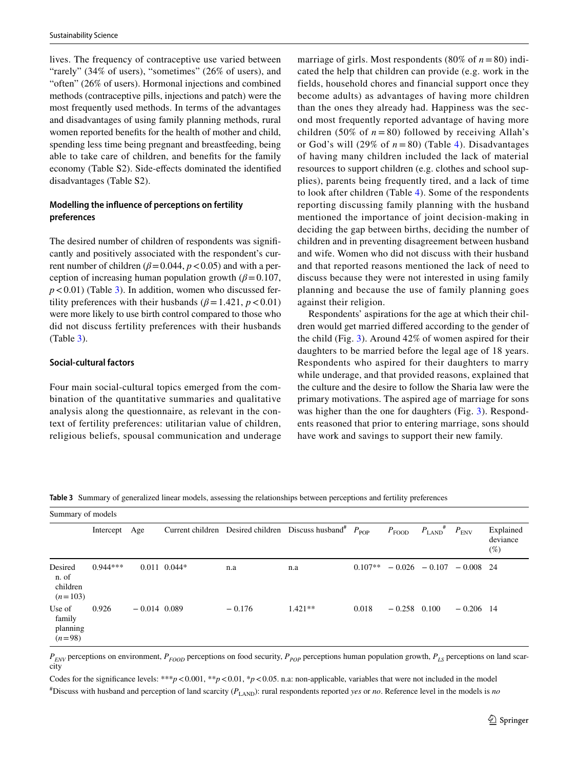lives. The frequency of contraceptive use varied between "rarely" (34% of users), "sometimes" (26% of users), and "often" (26% of users). Hormonal injections and combined methods (contraceptive pills, injections and patch) were the most frequently used methods. In terms of the advantages and disadvantages of using family planning methods, rural women reported benefits for the health of mother and child, spending less time being pregnant and breastfeeding, being able to take care of children, and benefits for the family economy (Table S2). Side-effects dominated the identified disadvantages (Table S2).

### Modelling the influence of perceptions on fertility preferences

The desired number of children of respondents was significantly and positively associated with the respondent's current number of children ($\beta = 0.044$, $p < 0.05$) and with a perception of increasing human population growth ($\beta = 0.107$, $p < 0.01$) (Table 3). In addition, women who discussed fertility preferences with their husbands ($\beta = 1.421$, $p < 0.01$) were more likely to use birth control compared to those who did not discuss fertility preferences with their husbands (Table 3).

### Social-cultural factors

Four main social-cultural topics emerged from the combination of the quantitative summaries and qualitative analysis along the questionnaire, as relevant in the context of fertility preferences: utilitarian value of children, religious beliefs, spousal communication and underage marriage of girls. Most respondents (80% of $n = 80$) indicated the help that children can provide (e.g. work in the fields, household chores and financial support once they become adults) as advantages of having more children than the ones they already had. Happiness was the second most frequently reported advantage of having more children (50% of $n = 80$) followed by receiving Allah's or God's will (29% of $n = 80$) (Table 4). Disadvantages of having many children included the lack of material resources to support children (e.g. clothes and school supplies), parents being frequently tired, and a lack of time to look after children (Table 4). Some of the respondents reporting discussing family planning with the husband mentioned the importance of joint decision-making in deciding the gap between births, deciding the number of children and in preventing disagreement between husband and wife. Women who did not discuss with their husband and that reported reasons mentioned the lack of need to discuss because they were not interested in using family planning and because the use of family planning goes against their religion.

Respondents' aspirations for the age at which their children would get married differed according to the gender of the child (Fig. 3). Around 42% of women aspired for their daughters to be married before the legal age of 18 years. Respondents who aspired for their daughters to marry while underage, and that provided reasons, explained that the culture and the desire to follow the Sharia law were the primary motivations. The aspired age of marriage for sons was higher than the one for daughters (Fig. 3). Respondents reasoned that prior to entering marriage, sons should have work and savings to support their new family.

**Table 3** Summary of generalized linear models, assessing the relationships between perceptions and fertility preferences

| Summary of models | Intercept | Age | Current children | Desired children | Discuss husband[#] | $P_{POP}$ | $P_{FOOD}$ | $P_{LAND}$[#] | $P_{ENV}$ | Explained deviance (%) |
|---|---|---|---|---|---|---|---|---|---|---|
| Desired n. of children ($n = 103$) | 0.944*** | 0.011 | 0.044* | n.a | n.a | 0.107** | − 0.026 | − 0.107 | − 0.008 | 24 |
| Use of family planning ($n = 98$) | 0.926 | − 0.014 | 0.089 | − 0.176 | 1.421** | 0.018 | − 0.258 | 0.100 | − 0.206 | 14 |

$P_{ENV}$ perceptions on environment, $P_{FOOD}$ perceptions on food security, $P_{POP}$ perceptions human population growth, $P_{LS}$ perceptions on land scarcity

Codes for the significance levels: ***$p < 0.001$, **$p < 0.01$, *$p < 0.05$. n.a: non-applicable, variables that were not included in the model

[#]Discuss with husband and perception of land scarcity ($P_{LAND}$): rural respondents reported *yes* or *no*. Reference level in the models is *no*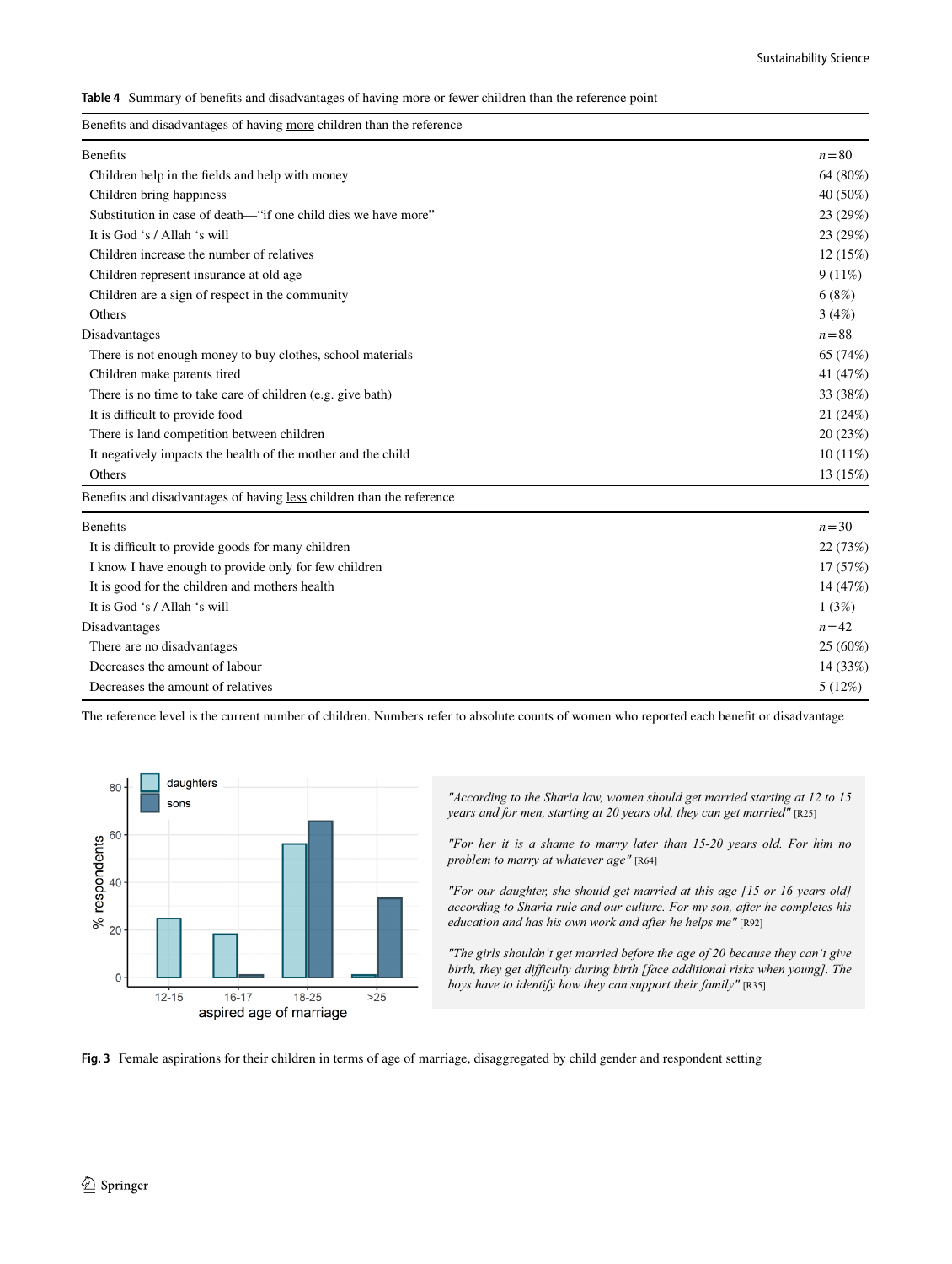**Table 4** Summary of benefits and disadvantages of having more or fewer children than the reference point

| Benefits and disadvantages of having <u>more</u> children than the reference | |
|---|---|
| Benefits | $n = 80$ |
| Children help in the fields and help with money | 64 (80%) |
| Children bring happiness | 40 (50%) |
| Substitution in case of death—"if one child dies we have more" | 23 (29%) |
| It is God 's / Allah 's will | 23 (29%) |
| Children increase the number of relatives | 12 (15%) |
| Children represent insurance at old age | 9 (11%) |
| Children are a sign of respect in the community | 6 (8%) |
| Others | 3 (4%) |
| Disadvantages | $n = 88$ |
| There is not enough money to buy clothes, school materials | 65 (74%) |
| Children make parents tired | 41 (47%) |
| There is no time to take care of children (e.g. give bath) | 33 (38%) |
| It is difficult to provide food | 21 (24%) |
| There is land competition between children | 20 (23%) |
| It negatively impacts the health of the mother and the child | 10 (11%) |
| Others | 13 (15%) |
| **Benefits and disadvantages of having <u>less</u> children than the reference** | |
| Benefits | $n = 30$ |
| It is difficult to provide goods for many children | 22 (73%) |
| I know I have enough to provide only for few children | 17 (57%) |
| It is good for the children and mothers health | 14 (47%) |
| It is God 's / Allah 's will | 1 (3%) |
| Disadvantages | $n = 42$ |
| There are no disadvantages | 25 (60%) |
| Decreases the amount of labour | 14 (33%) |
| Decreases the amount of relatives | 5 (12%) |

The reference level is the current number of children. Numbers refer to absolute counts of women who reported each benefit or disadvantage

daughters
sons
% respondents
80
60
40
20
0
12-15
16-17
18-25
>25
aspired age of marriage

*"According to the Sharia law, women should get married starting at 12 to 15 years and for men, starting at 20 years old, they can get married"* [R25]

*"For her it is a shame to marry later than 15-20 years old. For him no problem to marry at whatever age"* [R64]

*"For our daughter, she should get married at this age [15 or 16 years old] according to Sharia rule and our culture. For my son, after he completes his education and has his own work and after he helps me"* [R92]

*"The girls shouldn't get married before the age of 20 because they can't give birth, they get difficulty during birth [face additional risks when young]. The boys have to identify how they can support their family"* [R35]

**Fig. 3** Female aspirations for their children in terms of age of marriage, disaggregated by child gender and respondent setting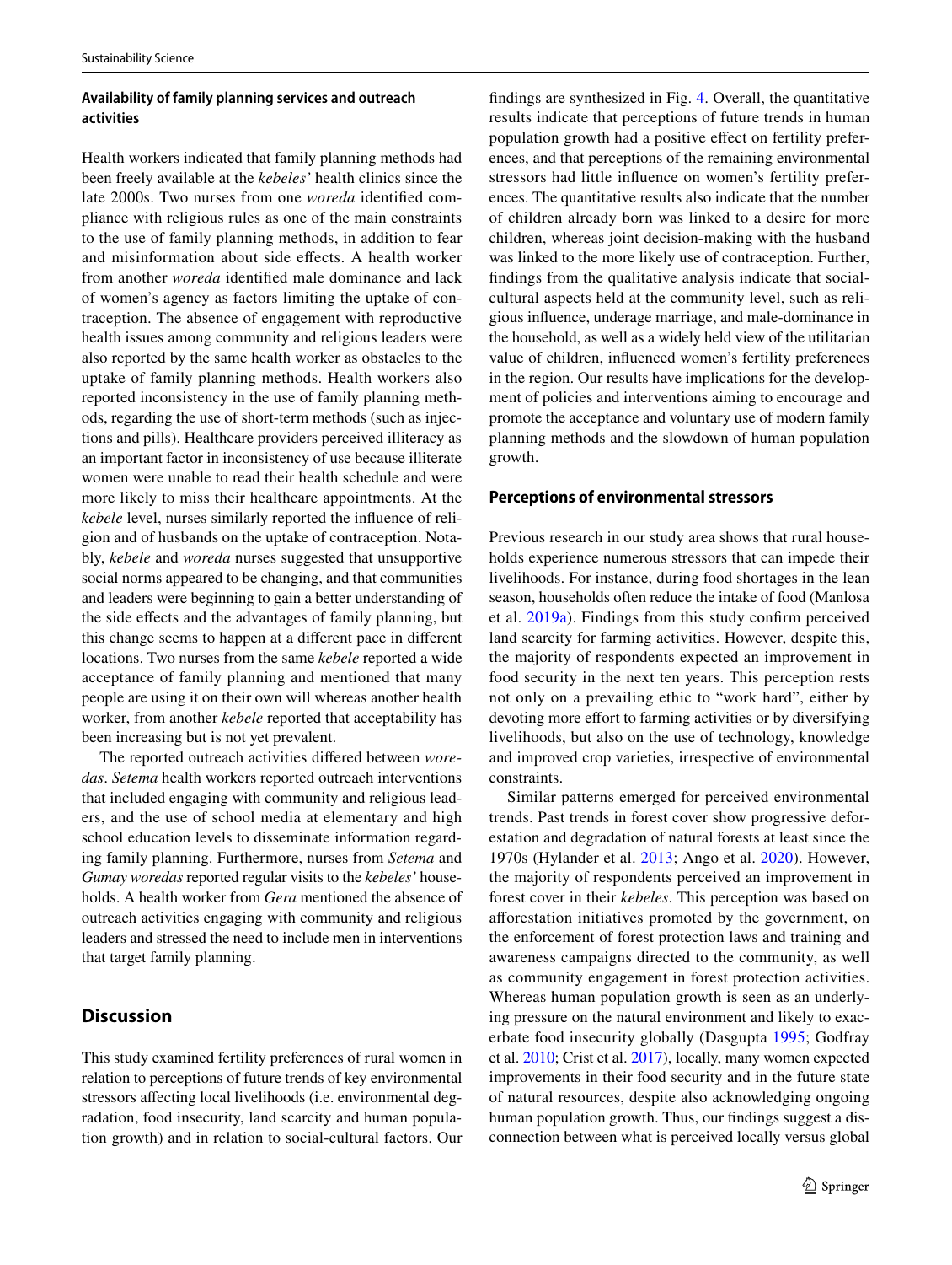### Availability of family planning services and outreach activities

Health workers indicated that family planning methods had been freely available at the *kebeles'* health clinics since the late 2000s. Two nurses from one *woreda* identified compliance with religious rules as one of the main constraints to the use of family planning methods, in addition to fear and misinformation about side effects. A health worker from another *woreda* identified male dominance and lack of women's agency as factors limiting the uptake of contraception. The absence of engagement with reproductive health issues among community and religious leaders were also reported by the same health worker as obstacles to the uptake of family planning methods. Health workers also reported inconsistency in the use of family planning methods, regarding the use of short-term methods (such as injections and pills). Healthcare providers perceived illiteracy as an important factor in inconsistency of use because illiterate women were unable to read their health schedule and were more likely to miss their healthcare appointments. At the *kebele* level, nurses similarly reported the influence of religion and of husbands on the uptake of contraception. Notably, *kebele* and *woreda* nurses suggested that unsupportive social norms appeared to be changing, and that communities and leaders were beginning to gain a better understanding of the side effects and the advantages of family planning, but this change seems to happen at a different pace in different locations. Two nurses from the same *kebele* reported a wide acceptance of family planning and mentioned that many people are using it on their own will whereas another health worker, from another *kebele* reported that acceptability has been increasing but is not yet prevalent.

The reported outreach activities differed between *woredas*. *Setema* health workers reported outreach interventions that included engaging with community and religious leaders, and the use of school media at elementary and high school education levels to disseminate information regarding family planning. Furthermore, nurses from *Setema* and *Gumay woredas* reported regular visits to the *kebeles'* households. A health worker from *Gera* mentioned the absence of outreach activities engaging with community and religious leaders and stressed the need to include men in interventions that target family planning.

## Discussion

This study examined fertility preferences of rural women in relation to perceptions of future trends of key environmental stressors affecting local livelihoods (i.e. environmental degradation, food insecurity, land scarcity and human population growth) and in relation to social-cultural factors. Our findings are synthesized in Fig. 4. Overall, the quantitative results indicate that perceptions of future trends in human population growth had a positive effect on fertility preferences, and that perceptions of the remaining environmental stressors had little influence on women's fertility preferences. The quantitative results also indicate that the number of children already born was linked to a desire for more children, whereas joint decision-making with the husband was linked to the more likely use of contraception. Further, findings from the qualitative analysis indicate that social-cultural aspects held at the community level, such as religious influence, underage marriage, and male-dominance in the household, as well as a widely held view of the utilitarian value of children, influenced women's fertility preferences in the region. Our results have implications for the development of policies and interventions aiming to encourage and promote the acceptance and voluntary use of modern family planning methods and the slowdown of human population growth.

### Perceptions of environmental stressors

Previous research in our study area shows that rural households experience numerous stressors that can impede their livelihoods. For instance, during food shortages in the lean season, households often reduce the intake of food (Manlosa et al. 2019a). Findings from this study confirm perceived land scarcity for farming activities. However, despite this, the majority of respondents expected an improvement in food security in the next ten years. This perception rests not only on a prevailing ethic to "work hard", either by devoting more effort to farming activities or by diversifying livelihoods, but also on the use of technology, knowledge and improved crop varieties, irrespective of environmental constraints.

Similar patterns emerged for perceived environmental trends. Past trends in forest cover show progressive deforestation and degradation of natural forests at least since the 1970s (Hylander et al. 2013; Ango et al. 2020). However, the majority of respondents perceived an improvement in forest cover in their *kebeles*. This perception was based on afforestation initiatives promoted by the government, on the enforcement of forest protection laws and training and awareness campaigns directed to the community, as well as community engagement in forest protection activities. Whereas human population growth is seen as an underlying pressure on the natural environment and likely to exacerbate food insecurity globally (Dasgupta 1995; Godfray et al. 2010; Crist et al. 2017), locally, many women expected improvements in their food security and in the future state of natural resources, despite also acknowledging ongoing human population growth. Thus, our findings suggest a disconnection between what is perceived locally versus global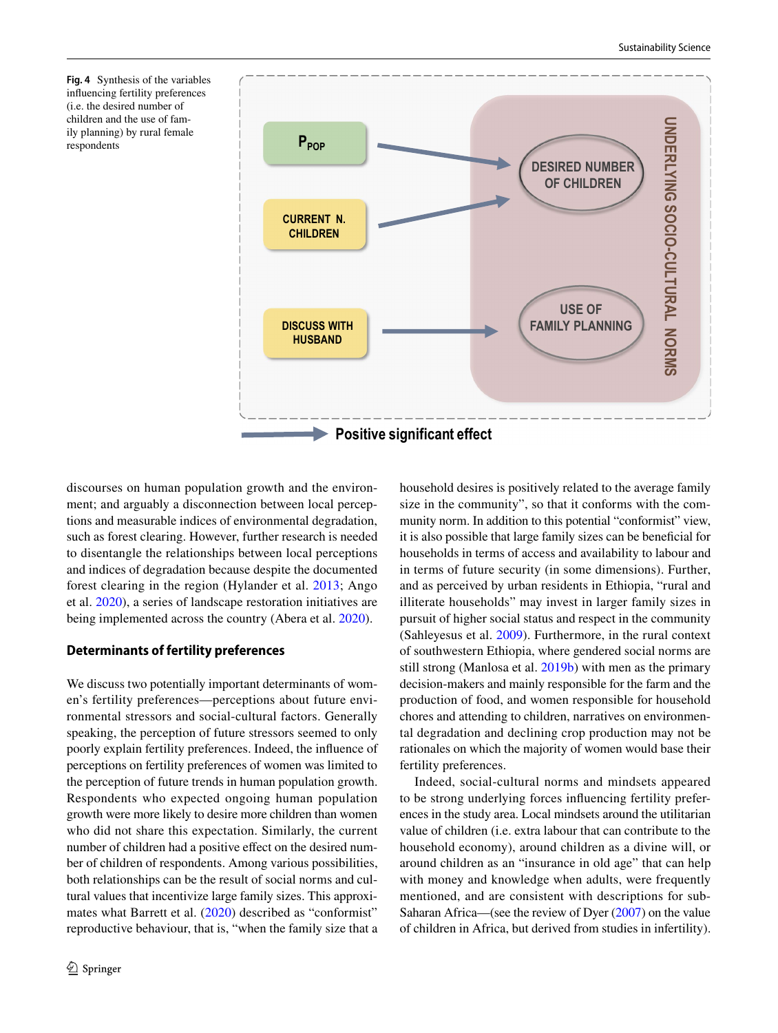**Fig. 4** Synthesis of the variables influencing fertility preferences (i.e. the desired number of children and the use of family planning) by rural female respondents

$P_{POP}$

CURRENT N. CHILDREN

DISCUSS WITH HUSBAND

DESIRED NUMBER OF CHILDREN

USE OF FAMILY PLANNING

UNDERLYING SOCIO-CULTURAL NORMS

Positive significant effect

discourses on human population growth and the environment; and arguably a disconnection between local perceptions and measurable indices of environmental degradation, such as forest clearing. However, further research is needed to disentangle the relationships between local perceptions and indices of degradation because despite the documented forest clearing in the region (Hylander et al. 2013; Ango et al. 2020), a series of landscape restoration initiatives are being implemented across the country (Abera et al. 2020).

### Determinants of fertility preferences

We discuss two potentially important determinants of women's fertility preferences—perceptions about future environmental stressors and social-cultural factors. Generally speaking, the perception of future stressors seemed to only poorly explain fertility preferences. Indeed, the influence of perceptions on fertility preferences of women was limited to the perception of future trends in human population growth. Respondents who expected ongoing human population growth were more likely to desire more children than women who did not share this expectation. Similarly, the current number of children had a positive effect on the desired number of children of respondents. Among various possibilities, both relationships can be the result of social norms and cultural values that incentivize large family sizes. This approximates what Barrett et al. (2020) described as "conformist" reproductive behaviour, that is, "when the family size that a household desires is positively related to the average family size in the community", so that it conforms with the community norm. In addition to this potential "conformist" view, it is also possible that large family sizes can be beneficial for households in terms of access and availability to labour and in terms of future security (in some dimensions). Further, and as perceived by urban residents in Ethiopia, "rural and illiterate households" may invest in larger family sizes in pursuit of higher social status and respect in the community (Sahleyesus et al. 2009). Furthermore, in the rural context of southwestern Ethiopia, where gendered social norms are still strong (Manlosa et al. 2019b) with men as the primary decision-makers and mainly responsible for the farm and the production of food, and women responsible for household chores and attending to children, narratives on environmental degradation and declining crop production may not be rationales on which the majority of women would base their fertility preferences.

Indeed, social-cultural norms and mindsets appeared to be strong underlying forces influencing fertility preferences in the study area. Local mindsets around the utilitarian value of children (i.e. extra labour that can contribute to the household economy), around children as a divine will, or around children as an "insurance in old age" that can help with money and knowledge when adults, were frequently mentioned, and are consistent with descriptions for sub-Saharan Africa—(see the review of Dyer (2007) on the value of children in Africa, but derived from studies in infertility).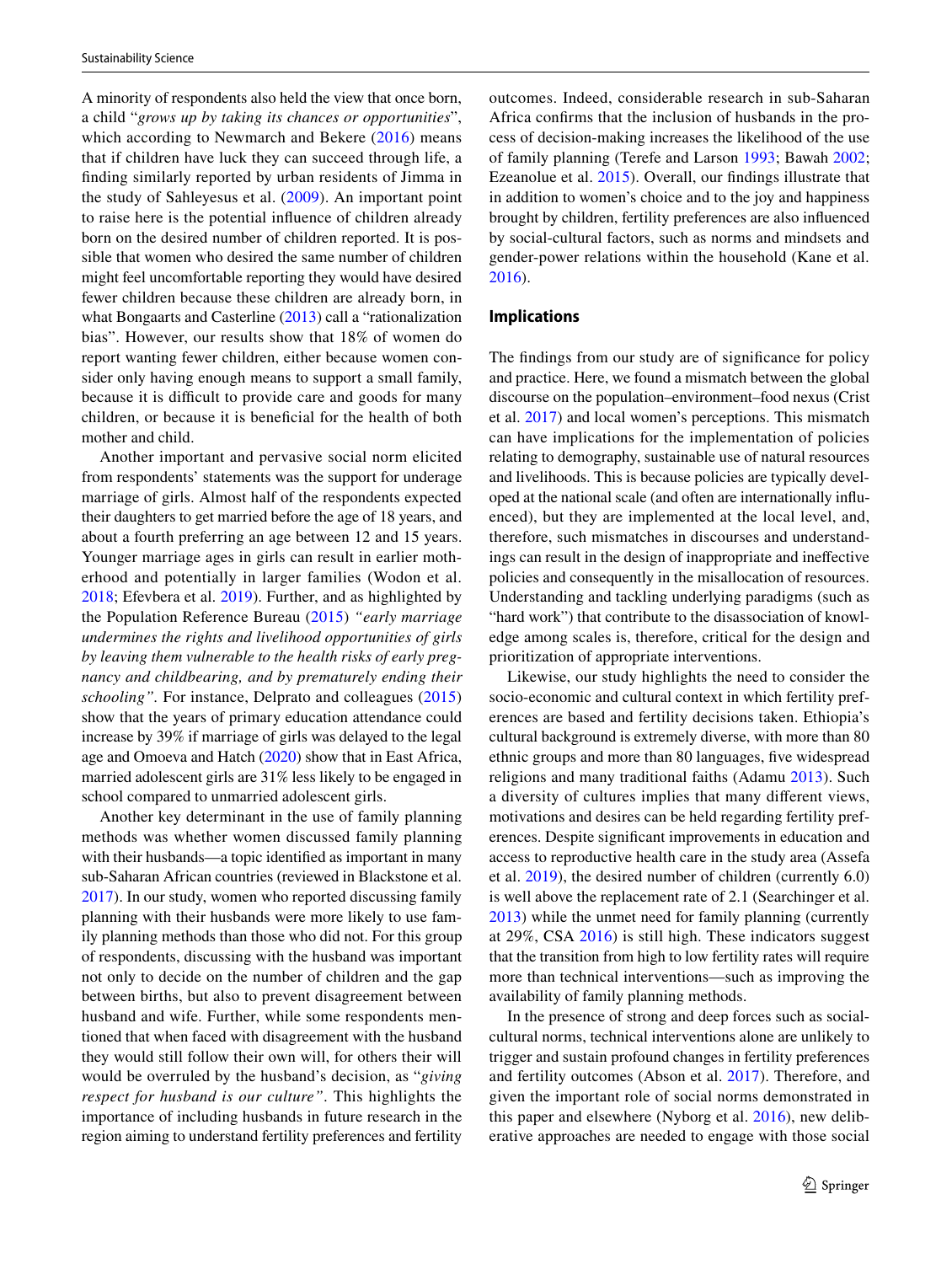A minority of respondents also held the view that once born, a child "*grows up by taking its chances or opportunities*", which according to Newmarch and Bekere (2016) means that if children have luck they can succeed through life, a finding similarly reported by urban residents of Jimma in the study of Sahleyesus et al. (2009). An important point to raise here is the potential influence of children already born on the desired number of children reported. It is possible that women who desired the same number of children might feel uncomfortable reporting they would have desired fewer children because these children are already born, in what Bongaarts and Casterline (2013) call a "rationalization bias". However, our results show that 18% of women do report wanting fewer children, either because women consider only having enough means to support a small family, because it is difficult to provide care and goods for many children, or because it is beneficial for the health of both mother and child.

Another important and pervasive social norm elicited from respondents' statements was the support for underage marriage of girls. Almost half of the respondents expected their daughters to get married before the age of 18 years, and about a fourth preferring an age between 12 and 15 years. Younger marriage ages in girls can result in earlier motherhood and potentially in larger families (Wodon et al. 2018; Efevbera et al. 2019). Further, and as highlighted by the Population Reference Bureau (2015) *"early marriage undermines the rights and livelihood opportunities of girls by leaving them vulnerable to the health risks of early pregnancy and childbearing, and by prematurely ending their schooling"*. For instance, Delprato and colleagues (2015) show that the years of primary education attendance could increase by 39% if marriage of girls was delayed to the legal age and Omoeva and Hatch (2020) show that in East Africa, married adolescent girls are 31% less likely to be engaged in school compared to unmarried adolescent girls.

Another key determinant in the use of family planning methods was whether women discussed family planning with their husbands—a topic identified as important in many sub-Saharan African countries (reviewed in Blackstone et al. 2017). In our study, women who reported discussing family planning with their husbands were more likely to use family planning methods than those who did not. For this group of respondents, discussing with the husband was important not only to decide on the number of children and the gap between births, but also to prevent disagreement between husband and wife. Further, while some respondents mentioned that when faced with disagreement with the husband they would still follow their own will, for others their will would be overruled by the husband's decision, as "*giving respect for husband is our culture"*. This highlights the importance of including husbands in future research in the region aiming to understand fertility preferences and fertility outcomes. Indeed, considerable research in sub-Saharan Africa confirms that the inclusion of husbands in the process of decision-making increases the likelihood of the use of family planning (Terefe and Larson 1993; Bawah 2002; Ezeanolue et al. 2015). Overall, our findings illustrate that in addition to women's choice and to the joy and happiness brought by children, fertility preferences are also influenced by social-cultural factors, such as norms and mindsets and gender-power relations within the household (Kane et al. 2016).

## Implications

The findings from our study are of significance for policy and practice. Here, we found a mismatch between the global discourse on the population–environment–food nexus (Crist et al. 2017) and local women's perceptions. This mismatch can have implications for the implementation of policies relating to demography, sustainable use of natural resources and livelihoods. This is because policies are typically developed at the national scale (and often are internationally influenced), but they are implemented at the local level, and, therefore, such mismatches in discourses and understandings can result in the design of inappropriate and ineffective policies and consequently in the misallocation of resources. Understanding and tackling underlying paradigms (such as "hard work") that contribute to the disassociation of knowledge among scales is, therefore, critical for the design and prioritization of appropriate interventions.

Likewise, our study highlights the need to consider the socio-economic and cultural context in which fertility preferences are based and fertility decisions taken. Ethiopia's cultural background is extremely diverse, with more than 80 ethnic groups and more than 80 languages, five widespread religions and many traditional faiths (Adamu 2013). Such a diversity of cultures implies that many different views, motivations and desires can be held regarding fertility preferences. Despite significant improvements in education and access to reproductive health care in the study area (Assefa et al. 2019), the desired number of children (currently 6.0) is well above the replacement rate of 2.1 (Searchinger et al. 2013) while the unmet need for family planning (currently at 29%, CSA 2016) is still high. These indicators suggest that the transition from high to low fertility rates will require more than technical interventions—such as improving the availability of family planning methods.

In the presence of strong and deep forces such as social-cultural norms, technical interventions alone are unlikely to trigger and sustain profound changes in fertility preferences and fertility outcomes (Abson et al. 2017). Therefore, and given the important role of social norms demonstrated in this paper and elsewhere (Nyborg et al. 2016), new deliberative approaches are needed to engage with those social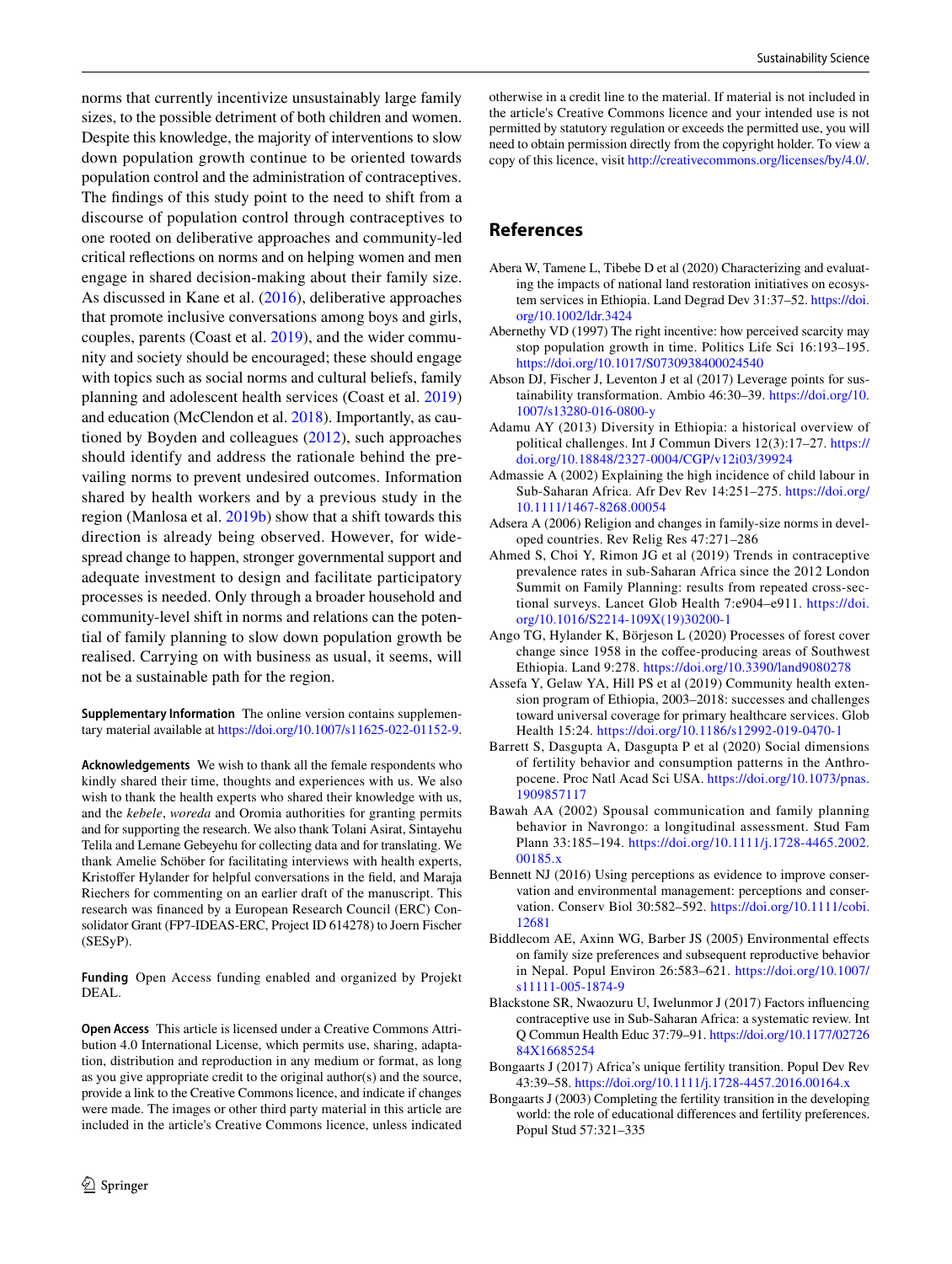norms that currently incentivize unsustainably large family sizes, to the possible detriment of both children and women. Despite this knowledge, the majority of interventions to slow down population growth continue to be oriented towards population control and the administration of contraceptives. The findings of this study point to the need to shift from a discourse of population control through contraceptives to one rooted on deliberative approaches and community-led critical reflections on norms and on helping women and men engage in shared decision-making about their family size. As discussed in Kane et al. (2016), deliberative approaches that promote inclusive conversations among boys and girls, couples, parents (Coast et al. 2019), and the wider community and society should be encouraged; these should engage with topics such as social norms and cultural beliefs, family planning and adolescent health services (Coast et al. 2019) and education (McClendon et al. 2018). Importantly, as cautioned by Boyden and colleagues (2012), such approaches should identify and address the rationale behind the prevailing norms to prevent undesired outcomes. Information shared by health workers and by a previous study in the region (Manlosa et al. 2019b) show that a shift towards this direction is already being observed. However, for widespread change to happen, stronger governmental support and adequate investment to design and facilitate participatory processes is needed. Only through a broader household and community-level shift in norms and relations can the potential of family planning to slow down population growth be realised. Carrying on with business as usual, it seems, will not be a sustainable path for the region.

**Supplementary Information** The online version contains supplementary material available at https://doi.org/10.1007/s11625-022-01152-9.

**Acknowledgements** We wish to thank all the female respondents who kindly shared their time, thoughts and experiences with us. We also wish to thank the health experts who shared their knowledge with us, and the *kebele*, *woreda* and Oromia authorities for granting permits and for supporting the research. We also thank Tolani Asirat, Sintayehu Telila and Lemane Gebeyehu for collecting data and for translating. We thank Amelie Schöber for facilitating interviews with health experts, Kristoffer Hylander for helpful conversations in the field, and Maraja Riechers for commenting on an earlier draft of the manuscript. This research was financed by a European Research Council (ERC) Consolidator Grant (FP7-IDEAS-ERC, Project ID 614278) to Joern Fischer (SESyP).

**Funding** Open Access funding enabled and organized by Projekt DEAL.

**Open Access** This article is licensed under a Creative Commons Attribution 4.0 International License, which permits use, sharing, adaptation, distribution and reproduction in any medium or format, as long as you give appropriate credit to the original author(s) and the source, provide a link to the Creative Commons licence, and indicate if changes were made. The images or other third party material in this article are included in the article's Creative Commons licence, unless indicated otherwise in a credit line to the material. If material is not included in the article's Creative Commons licence and your intended use is not permitted by statutory regulation or exceeds the permitted use, you will need to obtain permission directly from the copyright holder. To view a copy of this licence, visit http://creativecommons.org/licenses/by/4.0/.

## References

Abera W, Tamene L, Tibebe D et al (2020) Characterizing and evaluating the impacts of national land restoration initiatives on ecosystem services in Ethiopia. Land Degrad Dev 31:37–52. https://doi.org/10.1002/ldr.3424

Abernethy VD (1997) The right incentive: how perceived scarcity may stop population growth in time. Politics Life Sci 16:193–195. https://doi.org/10.1017/S0730938400024540

Abson DJ, Fischer J, Leventon J et al (2017) Leverage points for sustainability transformation. Ambio 46:30–39. https://doi.org/10.1007/s13280-016-0800-y

Adamu AY (2013) Diversity in Ethiopia: a historical overview of political challenges. Int J Commun Divers 12(3):17–27. https://doi.org/10.18848/2327-0004/CGP/v12i03/39924

Admassie A (2002) Explaining the high incidence of child labour in Sub-Saharan Africa. Afr Dev Rev 14:251–275. https://doi.org/10.1111/1467-8268.00054

Adsera A (2006) Religion and changes in family-size norms in developed countries. Rev Relig Res 47:271–286

Ahmed S, Choi Y, Rimon JG et al (2019) Trends in contraceptive prevalence rates in sub-Saharan Africa since the 2012 London Summit on Family Planning: results from repeated cross-sectional surveys. Lancet Glob Health 7:e904–e911. https://doi.org/10.1016/S2214-109X(19)30200-1

Ango TG, Hylander K, Börjeson L (2020) Processes of forest cover change since 1958 in the coffee-producing areas of Southwest Ethiopia. Land 9:278. https://doi.org/10.3390/land9080278

Assefa Y, Gelaw YA, Hill PS et al (2019) Community health extension program of Ethiopia, 2003–2018: successes and challenges toward universal coverage for primary healthcare services. Glob Health 15:24. https://doi.org/10.1186/s12992-019-0470-1

Barrett S, Dasgupta A, Dasgupta P et al (2020) Social dimensions of fertility behavior and consumption patterns in the Anthropocene. Proc Natl Acad Sci USA. https://doi.org/10.1073/pnas.1909857117

Bawah AA (2002) Spousal communication and family planning behavior in Navrongo: a longitudinal assessment. Stud Fam Plann 33:185–194. https://doi.org/10.1111/j.1728-4465.2002.00185.x

Bennett NJ (2016) Using perceptions as evidence to improve conservation and environmental management: perceptions and conservation. Conserv Biol 30:582–592. https://doi.org/10.1111/cobi.12681

Biddlecom AE, Axinn WG, Barber JS (2005) Environmental effects on family size preferences and subsequent reproductive behavior in Nepal. Popul Environ 26:583–621. https://doi.org/10.1007/s11111-005-1874-9

Blackstone SR, Nwaozuru U, Iwelunmor J (2017) Factors influencing contraceptive use in Sub-Saharan Africa: a systematic review. Int Q Commun Health Educ 37:79–91. https://doi.org/10.1177/0272684X16685254

Bongaarts J (2017) Africa's unique fertility transition. Popul Dev Rev 43:39–58. https://doi.org/10.1111/j.1728-4457.2016.00164.x

Bongaarts J (2003) Completing the fertility transition in the developing world: the role of educational differences and fertility preferences. Popul Stud 57:321–335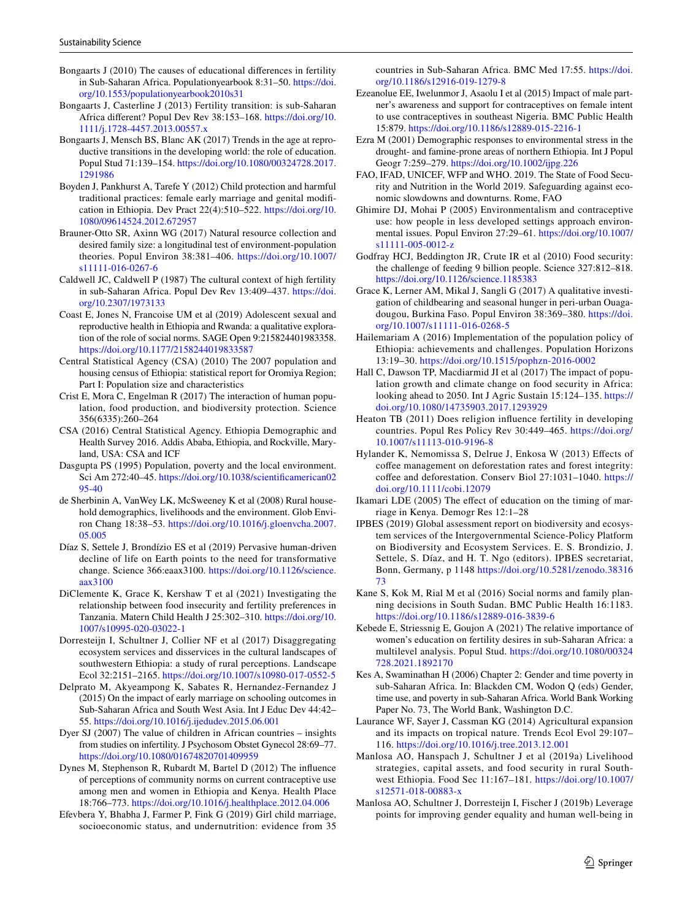Bongaarts J (2010) The causes of educational differences in fertility in Sub-Saharan Africa. Populationyearbook 8:31–50. https://doi.org/10.1553/populationyearbook2010s31

Bongaarts J, Casterline J (2013) Fertility transition: is sub-Saharan Africa different? Popul Dev Rev 38:153–168. https://doi.org/10.1111/j.1728-4457.2013.00557.x

Bongaarts J, Mensch BS, Blanc AK (2017) Trends in the age at reproductive transitions in the developing world: the role of education. Popul Stud 71:139–154. https://doi.org/10.1080/00324728.2017.1291986

Boyden J, Pankhurst A, Tarefe Y (2012) Child protection and harmful traditional practices: female early marriage and genital modification in Ethiopia. Dev Pract 22(4):510–522. https://doi.org/10.1080/09614524.2012.672957

Brauner-Otto SR, Axinn WG (2017) Natural resource collection and desired family size: a longitudinal test of environment-population theories. Popul Environ 38:381–406. https://doi.org/10.1007/s11111-016-0267-6

Caldwell JC, Caldwell P (1987) The cultural context of high fertility in sub-Saharan Africa. Popul Dev Rev 13:409–437. https://doi.org/10.2307/1973133

Coast E, Jones N, Francoise UM et al (2019) Adolescent sexual and reproductive health in Ethiopia and Rwanda: a qualitative exploration of the role of social norms. SAGE Open 9:215824401983358. https://doi.org/10.1177/2158244019833587

Central Statistical Agency (CSA) (2010) The 2007 population and housing census of Ethiopia: statistical report for Oromiya Region; Part I: Population size and characteristics

Crist E, Mora C, Engelman R (2017) The interaction of human population, food production, and biodiversity protection. Science 356(6335):260–264

CSA (2016) Central Statistical Agency. Ethiopia Demographic and Health Survey 2016. Addis Ababa, Ethiopia, and Rockville, Maryland, USA: CSA and ICF

Dasgupta PS (1995) Population, poverty and the local environment. Sci Am 272:40–45. https://doi.org/10.1038/scientificamerican0295-40

de Sherbinin A, VanWey LK, McSweeney K et al (2008) Rural household demographics, livelihoods and the environment. Glob Environ Chang 18:38–53. https://doi.org/10.1016/j.gloenvcha.2007.05.005

Díaz S, Settele J, Brondízio ES et al (2019) Pervasive human-driven decline of life on Earth points to the need for transformative change. Science 366:eaax3100. https://doi.org/10.1126/science.aax3100

DiClemente K, Grace K, Kershaw T et al (2021) Investigating the relationship between food insecurity and fertility preferences in Tanzania. Matern Child Health J 25:302–310. https://doi.org/10.1007/s10995-020-03022-1

Dorresteijn I, Schultner J, Collier NF et al (2017) Disaggregating ecosystem services and disservices in the cultural landscapes of southwestern Ethiopia: a study of rural perceptions. Landscape Ecol 32:2151–2165. https://doi.org/10.1007/s10980-017-0552-5

Delprato M, Akyeampong K, Sabates R, Hernandez-Fernandez J (2015) On the impact of early marriage on schooling outcomes in Sub-Saharan Africa and South West Asia. Int J Educ Dev 44:42–55. https://doi.org/10.1016/j.ijedudev.2015.06.001

Dyer SJ (2007) The value of children in African countries – insights from studies on infertility. J Psychosom Obstet Gynecol 28:69–77. https://doi.org/10.1080/01674820701409959

Dynes M, Stephenson R, Rubardt M, Bartel D (2012) The influence of perceptions of community norms on current contraceptive use among men and women in Ethiopia and Kenya. Health Place 18:766–773. https://doi.org/10.1016/j.healthplace.2012.04.006

Efevbera Y, Bhabha J, Farmer P, Fink G (2019) Girl child marriage, socioeconomic status, and undernutrition: evidence from 35 countries in Sub-Saharan Africa. BMC Med 17:55. https://doi.org/10.1186/s12916-019-1279-8

Ezeanolue EE, Iwelunmor J, Asaolu I et al (2015) Impact of male partner's awareness and support for contraceptives on female intent to use contraceptives in southeast Nigeria. BMC Public Health 15:879. https://doi.org/10.1186/s12889-015-2216-1

Ezra M (2001) Demographic responses to environmental stress in the drought- and famine-prone areas of northern Ethiopia. Int J Popul Geogr 7:259–279. https://doi.org/10.1002/ijpg.226

FAO, IFAD, UNICEF, WFP and WHO. 2019. The State of Food Security and Nutrition in the World 2019. Safeguarding against economic slowdowns and downturns. Rome, FAO

Ghimire DJ, Mohai P (2005) Environmentalism and contraceptive use: how people in less developed settings approach environmental issues. Popul Environ 27:29–61. https://doi.org/10.1007/s11111-005-0012-z

Godfray HCJ, Beddington JR, Crute IR et al (2010) Food security: the challenge of feeding 9 billion people. Science 327:812–818. https://doi.org/10.1126/science.1185383

Grace K, Lerner AM, Mikal J, Sangli G (2017) A qualitative investigation of childbearing and seasonal hunger in peri-urban Ouagadougou, Burkina Faso. Popul Environ 38:369–380. https://doi.org/10.1007/s11111-016-0268-5

Hailemariam A (2016) Implementation of the population policy of Ethiopia: achievements and challenges. Population Horizons 13:19–30. https://doi.org/10.1515/pophzn-2016-0002

Hall C, Dawson TP, Macdiarmid JI et al (2017) The impact of population growth and climate change on food security in Africa: looking ahead to 2050. Int J Agric Sustain 15:124–135. https://doi.org/10.1080/14735903.2017.1293929

Heaton TB (2011) Does religion influence fertility in developing countries. Popul Res Policy Rev 30:449–465. https://doi.org/10.1007/s11113-010-9196-8

Hylander K, Nemomissa S, Delrue J, Enkosa W (2013) Effects of coffee management on deforestation rates and forest integrity: coffee and deforestation. Conserv Biol 27:1031–1040. https://doi.org/10.1111/cobi.12079

Ikamari LDE (2005) The effect of education on the timing of marriage in Kenya. Demogr Res 12:1–28

IPBES (2019) Global assessment report on biodiversity and ecosystem services of the Intergovernmental Science-Policy Platform on Biodiversity and Ecosystem Services. E. S. Brondizio, J. Settele, S. Díaz, and H. T. Ngo (editors). IPBES secretariat, Bonn, Germany, p 1148 https://doi.org/10.5281/zenodo.3831673

Kane S, Kok M, Rial M et al (2016) Social norms and family planning decisions in South Sudan. BMC Public Health 16:1183. https://doi.org/10.1186/s12889-016-3839-6

Kebede E, Striessnig E, Goujon A (2021) The relative importance of women's education on fertility desires in sub-Saharan Africa: a multilevel analysis. Popul Stud. https://doi.org/10.1080/00324728.2021.1892170

Kes A, Swaminathan H (2006) Chapter 2: Gender and time poverty in sub-Saharan Africa. In: Blackden CM, Wodon Q (eds) Gender, time use, and poverty in sub-Saharan Africa. World Bank Working Paper No. 73, The World Bank, Washington D.C.

Laurance WF, Sayer J, Cassman KG (2014) Agricultural expansion and its impacts on tropical nature. Trends Ecol Evol 29:107–116. https://doi.org/10.1016/j.tree.2013.12.001

Manlosa AO, Hanspach J, Schultner J et al (2019a) Livelihood strategies, capital assets, and food security in rural Southwest Ethiopia. Food Sec 11:167–181. https://doi.org/10.1007/s12571-018-00883-x

Manlosa AO, Schultner J, Dorresteijn I, Fischer J (2019b) Leverage points for improving gender equality and human well-being in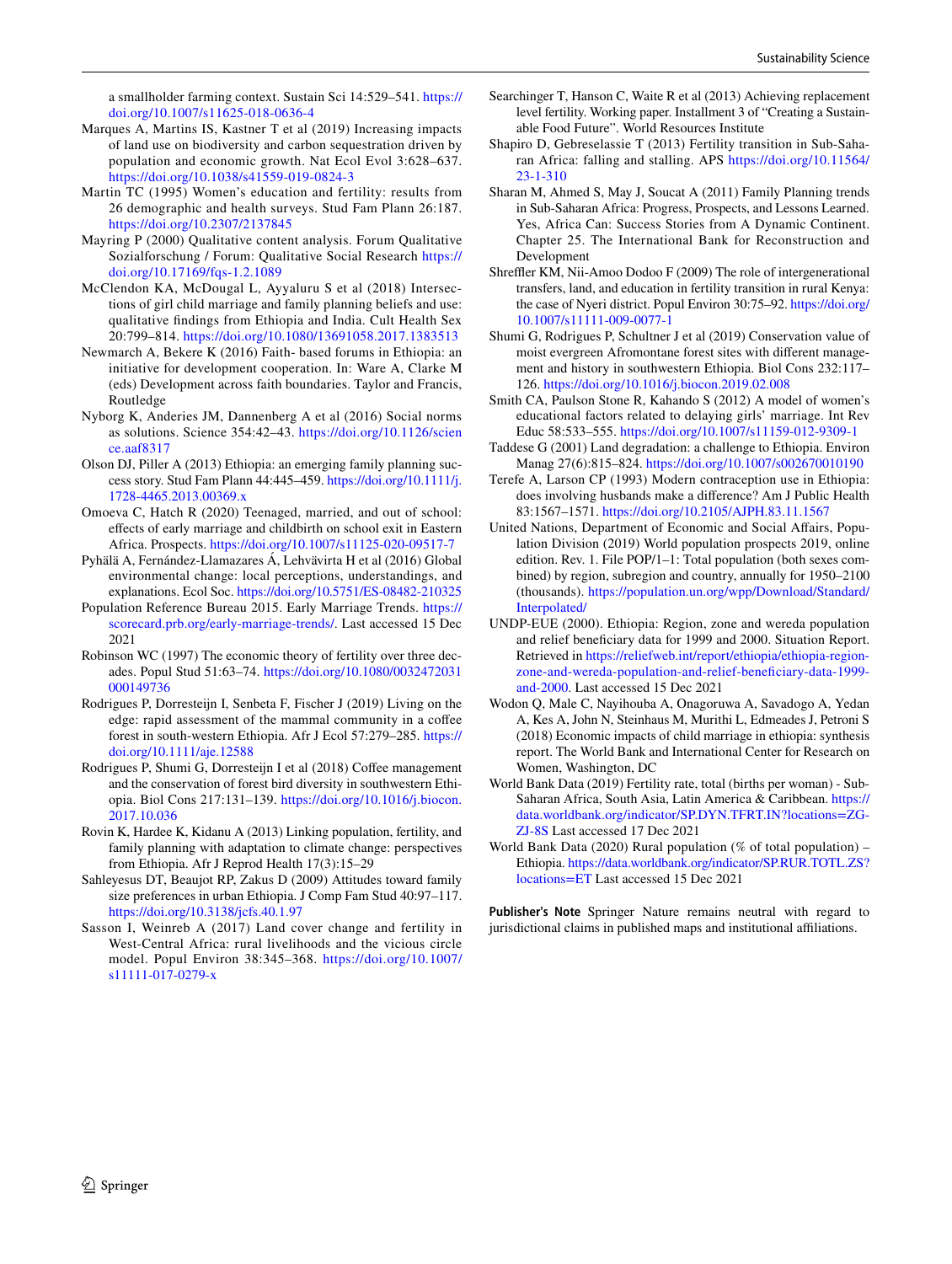a smallholder farming context. Sustain Sci 14:529–541. https://doi.org/10.1007/s11625-018-0636-4

Marques A, Martins IS, Kastner T et al (2019) Increasing impacts of land use on biodiversity and carbon sequestration driven by population and economic growth. Nat Ecol Evol 3:628–637. https://doi.org/10.1038/s41559-019-0824-3

Martin TC (1995) Women's education and fertility: results from 26 demographic and health surveys. Stud Fam Plann 26:187. https://doi.org/10.2307/2137845

Mayring P (2000) Qualitative content analysis. Forum Qualitative Sozialforschung / Forum: Qualitative Social Research https://doi.org/10.17169/fqs-1.2.1089

McClendon KA, McDougal L, Ayyaluru S et al (2018) Intersections of girl child marriage and family planning beliefs and use: qualitative findings from Ethiopia and India. Cult Health Sex 20:799–814. https://doi.org/10.1080/13691058.2017.1383513

Newmarch A, Bekere K (2016) Faith- based forums in Ethiopia: an initiative for development cooperation. In: Ware A, Clarke M (eds) Development across faith boundaries. Taylor and Francis, Routledge

Nyborg K, Anderies JM, Dannenberg A et al (2016) Social norms as solutions. Science 354:42–43. https://doi.org/10.1126/science.aaf8317

Olson DJ, Piller A (2013) Ethiopia: an emerging family planning success story. Stud Fam Plann 44:445–459. https://doi.org/10.1111/j.1728-4465.2013.00369.x

Omoeva C, Hatch R (2020) Teenaged, married, and out of school: effects of early marriage and childbirth on school exit in Eastern Africa. Prospects. https://doi.org/10.1007/s11125-020-09517-7

Pyhälä A, Fernández-Llamazares Á, Lehvävirta H et al (2016) Global environmental change: local perceptions, understandings, and explanations. Ecol Soc. https://doi.org/10.5751/ES-08482-210325

Population Reference Bureau 2015. Early Marriage Trends. https://scorecard.prb.org/early-marriage-trends/. Last accessed 15 Dec 2021

Robinson WC (1997) The economic theory of fertility over three decades. Popul Stud 51:63–74. https://doi.org/10.1080/0032472031000149736

Rodrigues P, Dorresteijn I, Senbeta F, Fischer J (2019) Living on the edge: rapid assessment of the mammal community in a coffee forest in south-western Ethiopia. Afr J Ecol 57:279–285. https://doi.org/10.1111/aje.12588

Rodrigues P, Shumi G, Dorresteijn I et al (2018) Coffee management and the conservation of forest bird diversity in southwestern Ethiopia. Biol Cons 217:131–139. https://doi.org/10.1016/j.biocon.2017.10.036

Rovin K, Hardee K, Kidanu A (2013) Linking population, fertility, and family planning with adaptation to climate change: perspectives from Ethiopia. Afr J Reprod Health 17(3):15–29

Sahleyesus DT, Beaujot RP, Zakus D (2009) Attitudes toward family size preferences in urban Ethiopia. J Comp Fam Stud 40:97–117. https://doi.org/10.3138/jcfs.40.1.97

Sasson I, Weinreb A (2017) Land cover change and fertility in West-Central Africa: rural livelihoods and the vicious circle model. Popul Environ 38:345–368. https://doi.org/10.1007/s11111-017-0279-x

Searchinger T, Hanson C, Waite R et al (2013) Achieving replacement level fertility. Working paper. Installment 3 of "Creating a Sustainable Food Future". World Resources Institute

Shapiro D, Gebreselassie T (2013) Fertility transition in Sub-Saharan Africa: falling and stalling. APS https://doi.org/10.11564/23-1-310

Sharan M, Ahmed S, May J, Soucat A (2011) Family Planning trends in Sub-Saharan Africa: Progress, Prospects, and Lessons Learned. Yes, Africa Can: Success Stories from A Dynamic Continent. Chapter 25. The International Bank for Reconstruction and Development

Shreffler KM, Nii-Amoo Dodoo F (2009) The role of intergenerational transfers, land, and education in fertility transition in rural Kenya: the case of Nyeri district. Popul Environ 30:75–92. https://doi.org/10.1007/s11111-009-0077-1

Shumi G, Rodrigues P, Schultner J et al (2019) Conservation value of moist evergreen Afromontane forest sites with different management and history in southwestern Ethiopia. Biol Cons 232:117–126. https://doi.org/10.1016/j.biocon.2019.02.008

Smith CA, Paulson Stone R, Kahando S (2012) A model of women's educational factors related to delaying girls' marriage. Int Rev Educ 58:533–555. https://doi.org/10.1007/s11159-012-9309-1

Taddese G (2001) Land degradation: a challenge to Ethiopia. Environ Manag 27(6):815–824. https://doi.org/10.1007/s002670010190

Terefe A, Larson CP (1993) Modern contraception use in Ethiopia: does involving husbands make a difference? Am J Public Health 83:1567–1571. https://doi.org/10.2105/AJPH.83.11.1567

United Nations, Department of Economic and Social Affairs, Population Division (2019) World population prospects 2019, online edition. Rev. 1. File POP/1–1: Total population (both sexes combined) by region, subregion and country, annually for 1950–2100 (thousands). https://population.un.org/wpp/Download/Standard/Interpolated/

UNDP-EUE (2000). Ethiopia: Region, zone and wereda population and relief beneficiary data for 1999 and 2000. Situation Report. Retrieved in https://reliefweb.int/report/ethiopia/ethiopia-region-zone-and-wereda-population-and-relief-beneficiary-data-1999-and-2000. Last accessed 15 Dec 2021

Wodon Q, Male C, Nayihouba A, Onagoruwa A, Savadogo A, Yedan A, Kes A, John N, Steinhaus M, Murithi L, Edmeades J, Petroni S (2018) Economic impacts of child marriage in ethiopia: synthesis report. The World Bank and International Center for Research on Women, Washington, DC

World Bank Data (2019) Fertility rate, total (births per woman) - Sub-Saharan Africa, South Asia, Latin America & Caribbean. https://data.worldbank.org/indicator/SP.DYN.TFRT.IN?locations=ZG-ZJ-8S Last accessed 17 Dec 2021

World Bank Data (2020) Rural population (% of total population) – Ethiopia. https://data.worldbank.org/indicator/SP.RUR.TOTL.ZS?locations=ET Last accessed 15 Dec 2021

**Publisher's Note** Springer Nature remains neutral with regard to jurisdictional claims in published maps and institutional affiliations.